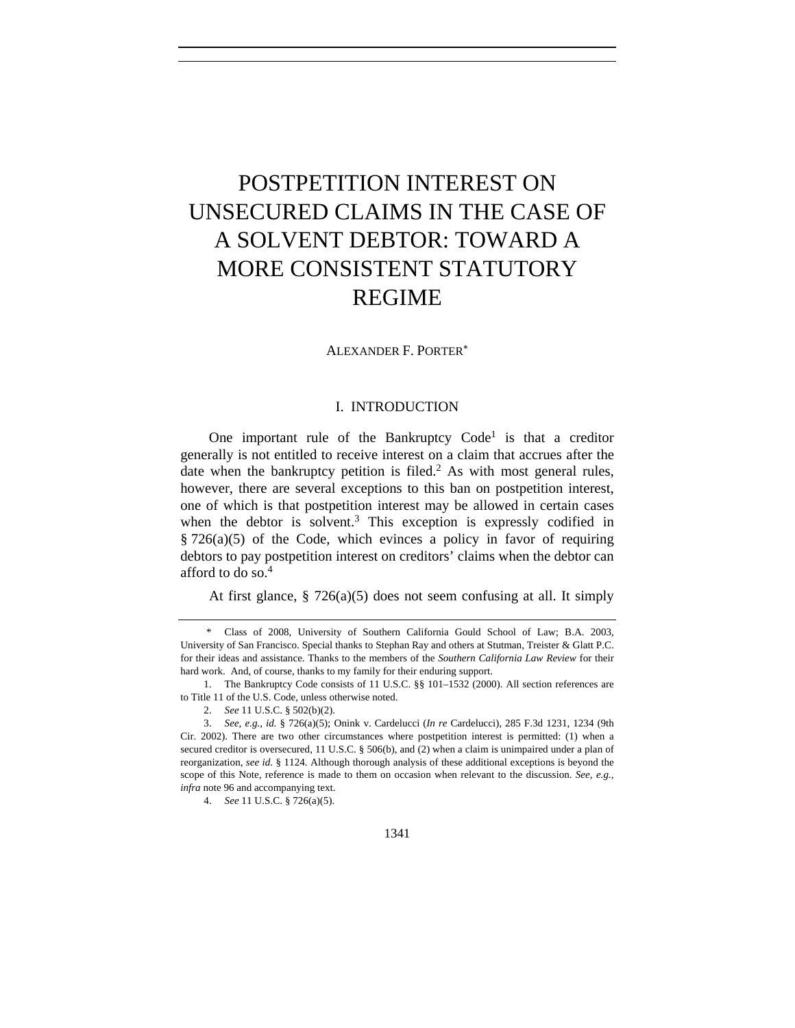# POSTPETITION INTEREST ON UNSECURED CLAIMS IN THE CASE OF A SOLVENT DEBTOR: TOWARD A MORE CONSISTENT STATUTORY REGIME

ALEXANDER F. PORTER[*]

## I. INTRODUCTION

One important rule of the Bankruptcy Code[1] is that a creditor generally is not entitled to receive interest on a claim that accrues after the date when the bankruptcy petition is filed.[2] As with most general rules, however, there are several exceptions to this ban on postpetition interest, one of which is that postpetition interest may be allowed in certain cases when the debtor is solvent.[3] This exception is expressly codified in § 726(a)(5) of the Code, which evinces a policy in favor of requiring debtors to pay postpetition interest on creditors' claims when the debtor can afford to do so.[4]

At first glance, § 726(a)(5) does not seem confusing at all. It simply

---

\* Class of 2008, University of Southern California Gould School of Law; B.A. 2003, University of San Francisco. Special thanks to Stephan Ray and others at Stutman, Treister & Glatt P.C. for their ideas and assistance. Thanks to the members of the *Southern California Law Review* for their hard work. And, of course, thanks to my family for their enduring support.

1. The Bankruptcy Code consists of 11 U.S.C. §§ 101–1532 (2000). All section references are to Title 11 of the U.S. Code, unless otherwise noted.

2. *See* 11 U.S.C. § 502(b)(2).

3. *See, e.g.*, *id.* § 726(a)(5); Onink v. Cardelucci (*In re* Cardelucci), 285 F.3d 1231, 1234 (9th Cir. 2002). There are two other circumstances where postpetition interest is permitted: (1) when a secured creditor is oversecured, 11 U.S.C. § 506(b), and (2) when a claim is unimpaired under a plan of reorganization, *see id.* § 1124. Although thorough analysis of these additional exceptions is beyond the scope of this Note, reference is made to them on occasion when relevant to the discussion. *See, e.g.*, *infra* note 96 and accompanying text.

4. *See* 11 U.S.C. § 726(a)(5).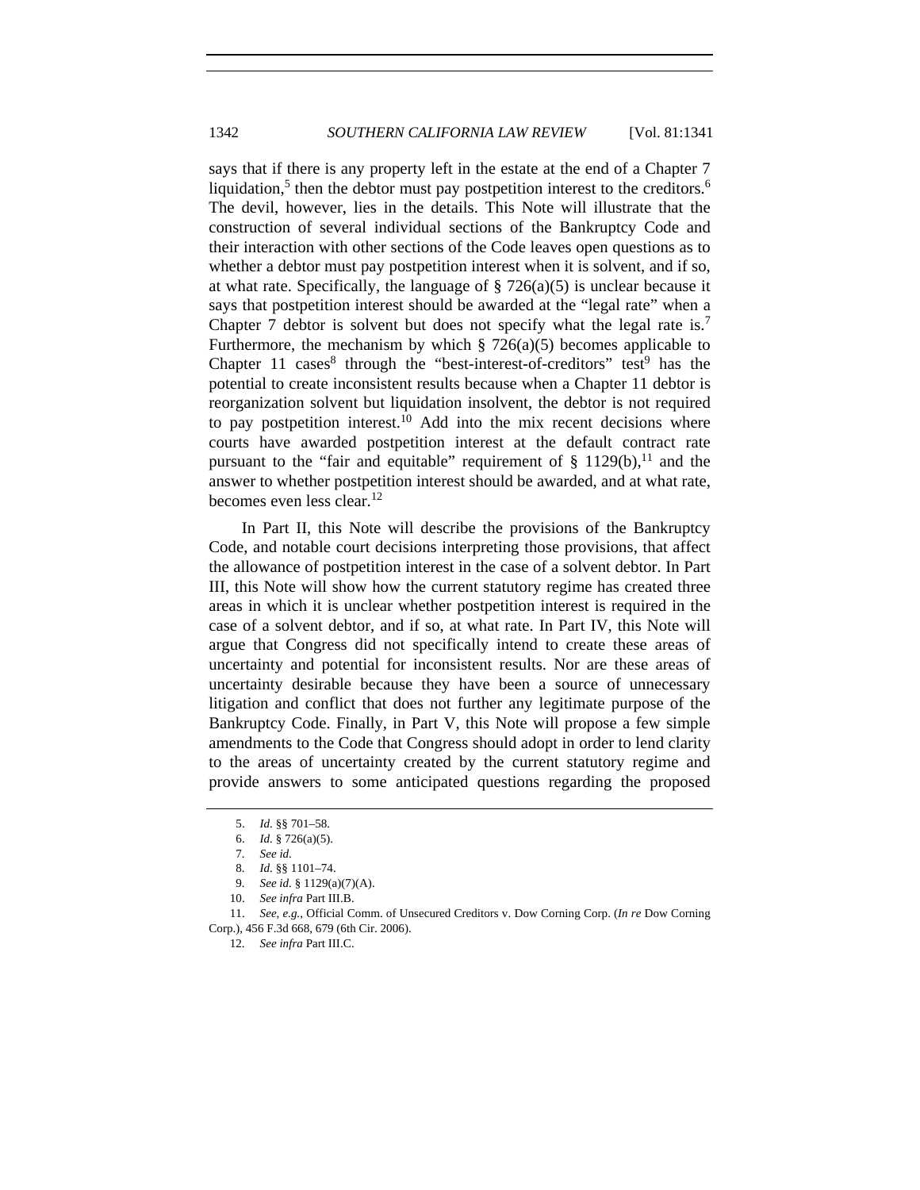says that if there is any property left in the estate at the end of a Chapter 7 liquidation,[5] then the debtor must pay postpetition interest to the creditors.[6] The devil, however, lies in the details. This Note will illustrate that the construction of several individual sections of the Bankruptcy Code and their interaction with other sections of the Code leaves open questions as to whether a debtor must pay postpetition interest when it is solvent, and if so, at what rate. Specifically, the language of § 726(a)(5) is unclear because it says that postpetition interest should be awarded at the "legal rate" when a Chapter 7 debtor is solvent but does not specify what the legal rate is.[7] Furthermore, the mechanism by which § 726(a)(5) becomes applicable to Chapter 11 cases[8] through the "best-interest-of-creditors" test[9] has the potential to create inconsistent results because when a Chapter 11 debtor is reorganization solvent but liquidation insolvent, the debtor is not required to pay postpetition interest.[10] Add into the mix recent decisions where courts have awarded postpetition interest at the default contract rate pursuant to the "fair and equitable" requirement of § 1129(b),[11] and the answer to whether postpetition interest should be awarded, and at what rate, becomes even less clear.[12]

In Part II, this Note will describe the provisions of the Bankruptcy Code, and notable court decisions interpreting those provisions, that affect the allowance of postpetition interest in the case of a solvent debtor. In Part III, this Note will show how the current statutory regime has created three areas in which it is unclear whether postpetition interest is required in the case of a solvent debtor, and if so, at what rate. In Part IV, this Note will argue that Congress did not specifically intend to create these areas of uncertainty and potential for inconsistent results. Nor are these areas of uncertainty desirable because they have been a source of unnecessary litigation and conflict that does not further any legitimate purpose of the Bankruptcy Code. Finally, in Part V, this Note will propose a few simple amendments to the Code that Congress should adopt in order to lend clarity to the areas of uncertainty created by the current statutory regime and provide answers to some anticipated questions regarding the proposed

5. *Id.* §§ 701–58.

6. *Id.* § 726(a)(5).

7. *See id.*

8. *Id.* §§ 1101–74.

9. *See id.* § 1129(a)(7)(A).

10. *See infra* Part III.B.

11. *See, e.g.*, Official Comm. of Unsecured Creditors v. Dow Corning Corp. (*In re* Dow Corning Corp.), 456 F.3d 668, 679 (6th Cir. 2006).

12. *See infra* Part III.C.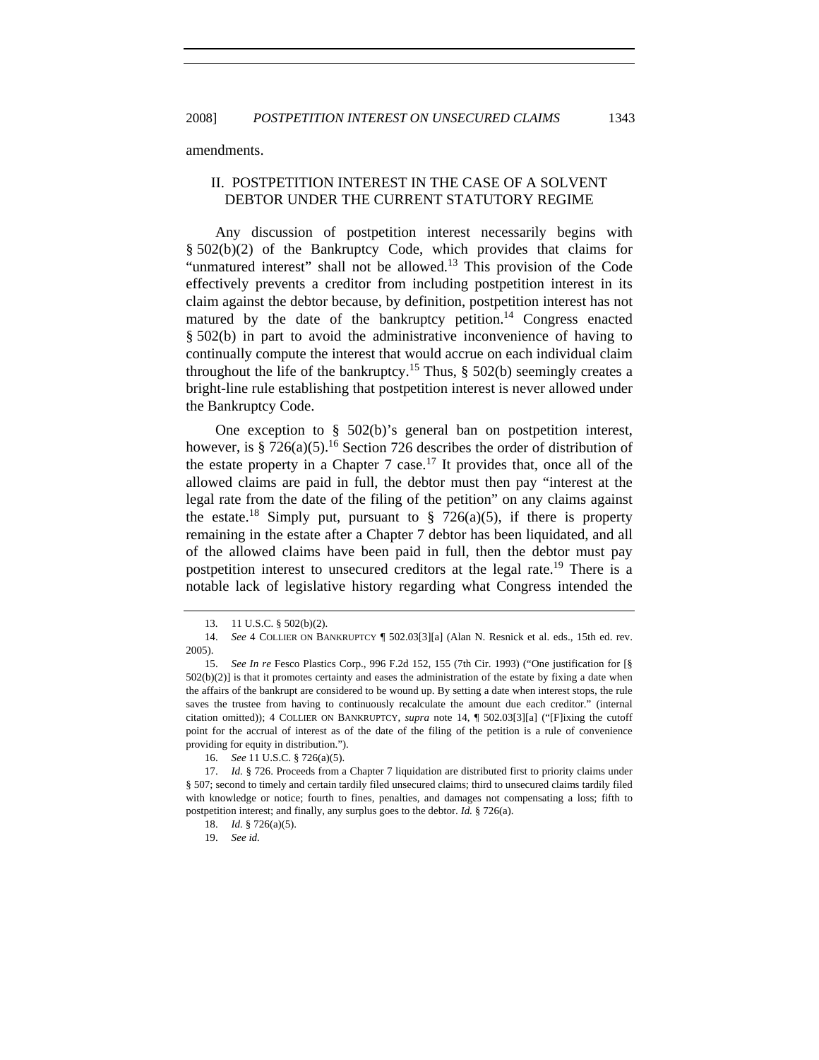amendments.

## II. POSTPETITION INTEREST IN THE CASE OF A SOLVENT DEBTOR UNDER THE CURRENT STATUTORY REGIME

Any discussion of postpetition interest necessarily begins with § 502(b)(2) of the Bankruptcy Code, which provides that claims for "unmatured interest" shall not be allowed.[13] This provision of the Code effectively prevents a creditor from including postpetition interest in its claim against the debtor because, by definition, postpetition interest has not matured by the date of the bankruptcy petition.[14] Congress enacted § 502(b) in part to avoid the administrative inconvenience of having to continually compute the interest that would accrue on each individual claim throughout the life of the bankruptcy.[15] Thus, § 502(b) seemingly creates a bright-line rule establishing that postpetition interest is never allowed under the Bankruptcy Code.

One exception to § 502(b)'s general ban on postpetition interest, however, is § 726(a)(5).[16] Section 726 describes the order of distribution of the estate property in a Chapter 7 case.[17] It provides that, once all of the allowed claims are paid in full, the debtor must then pay "interest at the legal rate from the date of the filing of the petition" on any claims against the estate.[18] Simply put, pursuant to § 726(a)(5), if there is property remaining in the estate after a Chapter 7 debtor has been liquidated, and all of the allowed claims have been paid in full, then the debtor must pay postpetition interest to unsecured creditors at the legal rate.[19] There is a notable lack of legislative history regarding what Congress intended the

---

13. 11 U.S.C. § 502(b)(2).

14. *See* 4 COLLIER ON BANKRUPTCY ¶ 502.03[3][a] (Alan N. Resnick et al. eds., 15th ed. rev. 2005).

15. *See In re* Fesco Plastics Corp., 996 F.2d 152, 155 (7th Cir. 1993) ("One justification for [§ 502(b)(2)] is that it promotes certainty and eases the administration of the estate by fixing a date when the affairs of the bankrupt are considered to be wound up. By setting a date when interest stops, the rule saves the trustee from having to continuously recalculate the amount due each creditor." (internal citation omitted)); 4 COLLIER ON BANKRUPTCY, *supra* note 14, ¶ 502.03[3][a] ("[F]ixing the cutoff point for the accrual of interest as of the date of the filing of the petition is a rule of convenience providing for equity in distribution.").

16. *See* 11 U.S.C. § 726(a)(5).

17. *Id.* § 726. Proceeds from a Chapter 7 liquidation are distributed first to priority claims under § 507; second to timely and certain tardily filed unsecured claims; third to unsecured claims tardily filed with knowledge or notice; fourth to fines, penalties, and damages not compensating a loss; fifth to postpetition interest; and finally, any surplus goes to the debtor. *Id.* § 726(a).

18. *Id.* § 726(a)(5).

19. *See id.*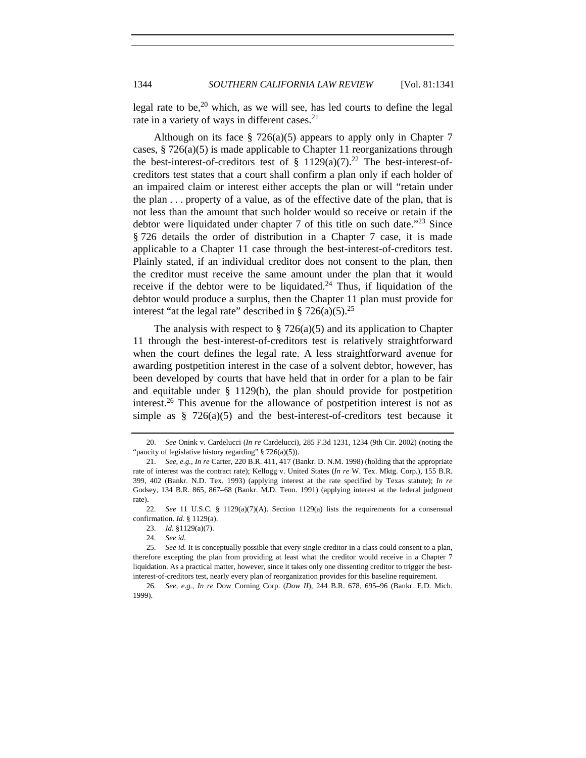legal rate to be,[20] which, as we will see, has led courts to define the legal rate in a variety of ways in different cases.[21]

Although on its face § 726(a)(5) appears to apply only in Chapter 7 cases, § 726(a)(5) is made applicable to Chapter 11 reorganizations through the best-interest-of-creditors test of § 1129(a)(7).[22] The best-interest-of-creditors test states that a court shall confirm a plan only if each holder of an impaired claim or interest either accepts the plan or will "retain under the plan . . . property of a value, as of the effective date of the plan, that is not less than the amount that such holder would so receive or retain if the debtor were liquidated under chapter 7 of this title on such date."[23] Since § 726 details the order of distribution in a Chapter 7 case, it is made applicable to a Chapter 11 case through the best-interest-of-creditors test. Plainly stated, if an individual creditor does not consent to the plan, then the creditor must receive the same amount under the plan that it would receive if the debtor were to be liquidated.[24] Thus, if liquidation of the debtor would produce a surplus, then the Chapter 11 plan must provide for interest "at the legal rate" described in § 726(a)(5).[25]

The analysis with respect to § 726(a)(5) and its application to Chapter 11 through the best-interest-of-creditors test is relatively straightforward when the court defines the legal rate. A less straightforward avenue for awarding postpetition interest in the case of a solvent debtor, however, has been developed by courts that have held that in order for a plan to be fair and equitable under § 1129(b), the plan should provide for postpetition interest.[26] This avenue for the allowance of postpetition interest is not as simple as § 726(a)(5) and the best-interest-of-creditors test because it

---

20. *See* Onink v. Cardelucci (*In re* Cardelucci), 285 F.3d 1231, 1234 (9th Cir. 2002) (noting the "paucity of legislative history regarding" § 726(a)(5)).

21. *See, e.g.*, *In re* Carter, 220 B.R. 411, 417 (Bankr. D. N.M. 1998) (holding that the appropriate rate of interest was the contract rate); Kellogg v. United States (*In re* W. Tex. Mktg. Corp.), 155 B.R. 399, 402 (Bankr. N.D. Tex. 1993) (applying interest at the rate specified by Texas statute); *In re* Godsey, 134 B.R. 865, 867–68 (Bankr. M.D. Tenn. 1991) (applying interest at the federal judgment rate).

22. *See* 11 U.S.C. § 1129(a)(7)(A). Section 1129(a) lists the requirements for a consensual confirmation. *Id.* § 1129(a).

23. *Id.* §1129(a)(7).

24. *See id.*

25. *See id.* It is conceptually possible that every single creditor in a class could consent to a plan, therefore excepting the plan from providing at least what the creditor would receive in a Chapter 7 liquidation. As a practical matter, however, since it takes only one dissenting creditor to trigger the best-interest-of-creditors test, nearly every plan of reorganization provides for this baseline requirement.

26. *See, e.g.*, *In re* Dow Corning Corp. (*Dow II*), 244 B.R. 678, 695–96 (Bankr. E.D. Mich. 1999).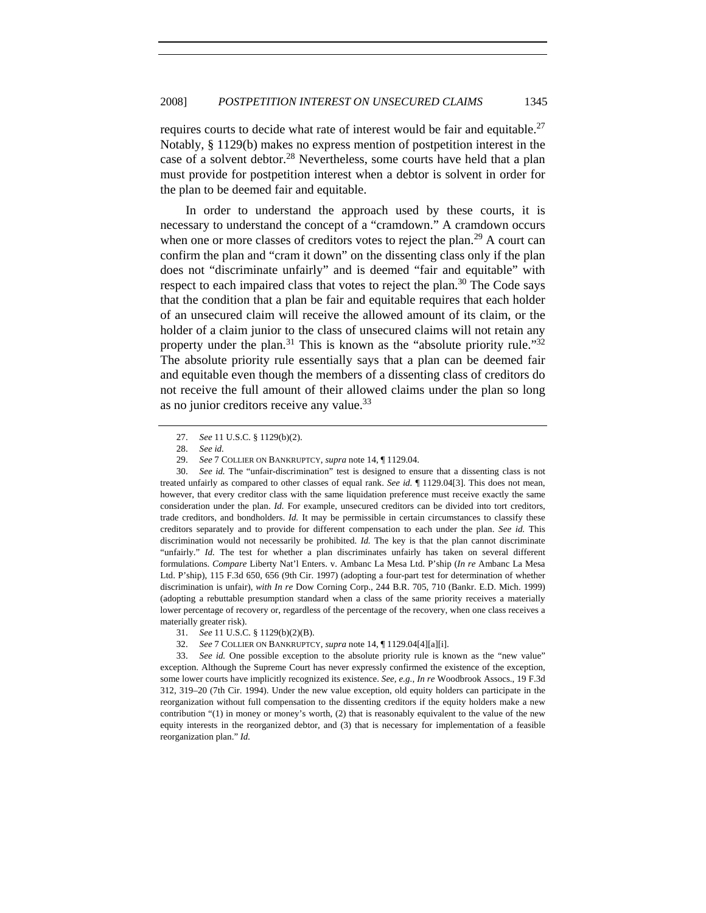requires courts to decide what rate of interest would be fair and equitable.[27] Notably, § 1129(b) makes no express mention of postpetition interest in the case of a solvent debtor.[28] Nevertheless, some courts have held that a plan must provide for postpetition interest when a debtor is solvent in order for the plan to be deemed fair and equitable.

In order to understand the approach used by these courts, it is necessary to understand the concept of a "cramdown." A cramdown occurs when one or more classes of creditors votes to reject the plan.[29] A court can confirm the plan and "cram it down" on the dissenting class only if the plan does not "discriminate unfairly" and is deemed "fair and equitable" with respect to each impaired class that votes to reject the plan.[30] The Code says that the condition that a plan be fair and equitable requires that each holder of an unsecured claim will receive the allowed amount of its claim, or the holder of a claim junior to the class of unsecured claims will not retain any property under the plan.[31] This is known as the "absolute priority rule."[32] The absolute priority rule essentially says that a plan can be deemed fair and equitable even though the members of a dissenting class of creditors do not receive the full amount of their allowed claims under the plan so long as no junior creditors receive any value.[33]

---

27. *See* 11 U.S.C. § 1129(b)(2).

28. *See id.*

29. *See* 7 COLLIER ON BANKRUPTCY, *supra* note 14, ¶ 1129.04.

30. *See id.* The "unfair-discrimination" test is designed to ensure that a dissenting class is not treated unfairly as compared to other classes of equal rank. *See id.* ¶ 1129.04[3]. This does not mean, however, that every creditor class with the same liquidation preference must receive exactly the same consideration under the plan. *Id.* For example, unsecured creditors can be divided into tort creditors, trade creditors, and bondholders. *Id.* It may be permissible in certain circumstances to classify these creditors separately and to provide for different compensation to each under the plan. *See id.* This discrimination would not necessarily be prohibited. *Id.* The key is that the plan cannot discriminate "unfairly." *Id.* The test for whether a plan discriminates unfairly has taken on several different formulations. *Compare* Liberty Nat'l Enters. v. Ambanc La Mesa Ltd. P'ship (*In re* Ambanc La Mesa Ltd. P'ship), 115 F.3d 650, 656 (9th Cir. 1997) (adopting a four-part test for determination of whether discrimination is unfair), *with In re* Dow Corning Corp., 244 B.R. 705, 710 (Bankr. E.D. Mich. 1999) (adopting a rebuttable presumption standard when a class of the same priority receives a materially lower percentage of recovery or, regardless of the percentage of the recovery, when one class receives a materially greater risk).

31. *See* 11 U.S.C. § 1129(b)(2)(B).

32. *See* 7 COLLIER ON BANKRUPTCY, *supra* note 14, ¶ 1129.04[4][a][i].

33. *See id.* One possible exception to the absolute priority rule is known as the "new value" exception. Although the Supreme Court has never expressly confirmed the existence of the exception, some lower courts have implicitly recognized its existence. *See, e.g.*, *In re* Woodbrook Assocs., 19 F.3d 312, 319–20 (7th Cir. 1994). Under the new value exception, old equity holders can participate in the reorganization without full compensation to the dissenting creditors if the equity holders make a new contribution "(1) in money or money's worth, (2) that is reasonably equivalent to the value of the new equity interests in the reorganized debtor, and (3) that is necessary for implementation of a feasible reorganization plan." *Id.*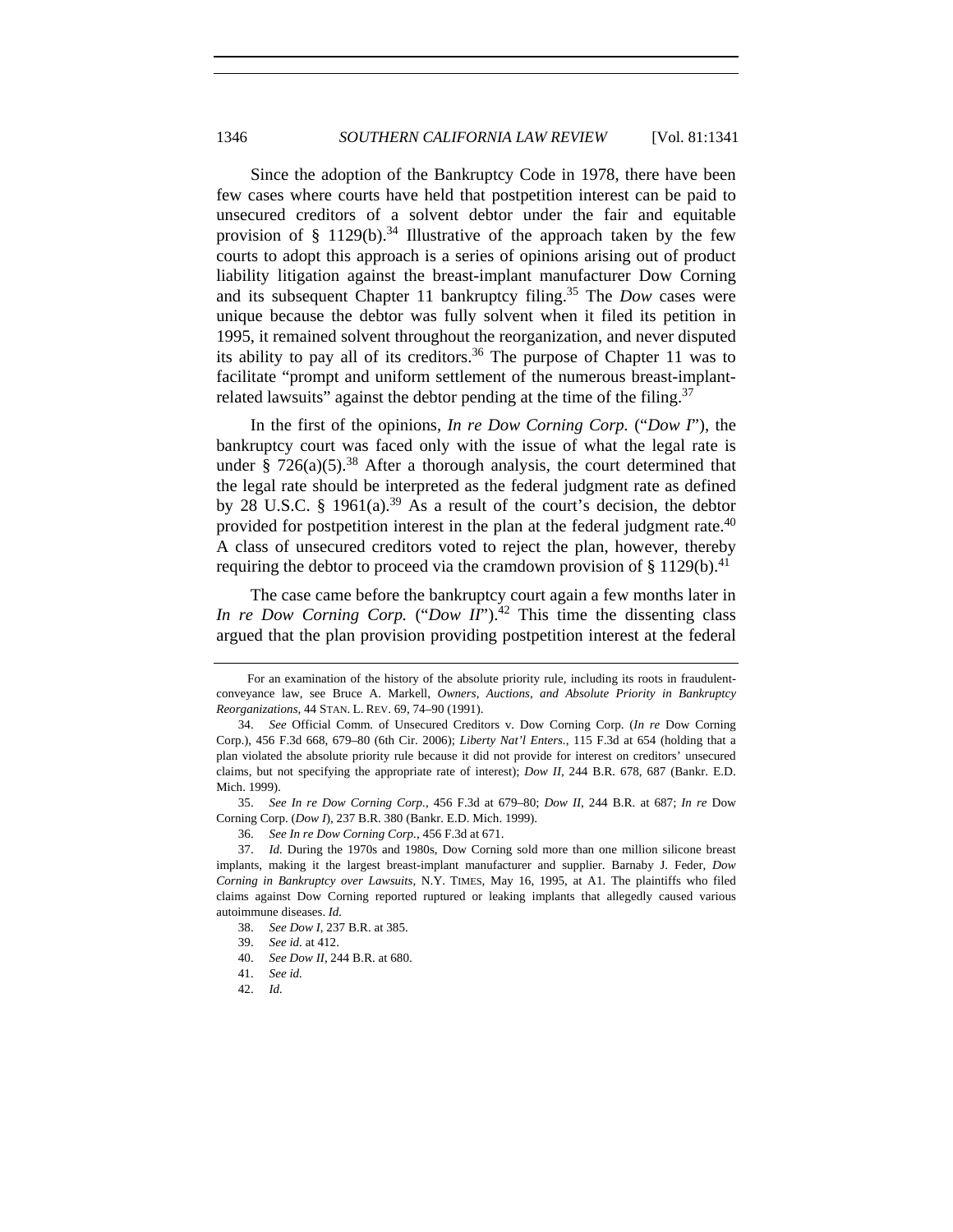Since the adoption of the Bankruptcy Code in 1978, there have been few cases where courts have held that postpetition interest can be paid to unsecured creditors of a solvent debtor under the fair and equitable provision of § 1129(b).[34] Illustrative of the approach taken by the few courts to adopt this approach is a series of opinions arising out of product liability litigation against the breast-implant manufacturer Dow Corning and its subsequent Chapter 11 bankruptcy filing.[35] The *Dow* cases were unique because the debtor was fully solvent when it filed its petition in 1995, it remained solvent throughout the reorganization, and never disputed its ability to pay all of its creditors.[36] The purpose of Chapter 11 was to facilitate "prompt and uniform settlement of the numerous breast-implant-related lawsuits" against the debtor pending at the time of the filing.[37]

In the first of the opinions, *In re Dow Corning Corp.* ("*Dow I*"), the bankruptcy court was faced only with the issue of what the legal rate is under § 726(a)(5).[38] After a thorough analysis, the court determined that the legal rate should be interpreted as the federal judgment rate as defined by 28 U.S.C. § 1961(a).[39] As a result of the court's decision, the debtor provided for postpetition interest in the plan at the federal judgment rate.[40] A class of unsecured creditors voted to reject the plan, however, thereby requiring the debtor to proceed via the cramdown provision of § 1129(b).[41]

The case came before the bankruptcy court again a few months later in *In re Dow Corning Corp.* ("*Dow II*").[42] This time the dissenting class argued that the plan provision providing postpetition interest at the federal

---

For an examination of the history of the absolute priority rule, including its roots in fraudulent-conveyance law, see Bruce A. Markell, *Owners, Auctions, and Absolute Priority in Bankruptcy Reorganizations*, 44 STAN. L. REV. 69, 74–90 (1991).

34. *See* Official Comm. of Unsecured Creditors v. Dow Corning Corp. (*In re* Dow Corning Corp.), 456 F.3d 668, 679–80 (6th Cir. 2006); *Liberty Nat'l Enters.*, 115 F.3d at 654 (holding that a plan violated the absolute priority rule because it did not provide for interest on creditors' unsecured claims, but not specifying the appropriate rate of interest); *Dow II*, 244 B.R. 678, 687 (Bankr. E.D. Mich. 1999).

35. *See In re Dow Corning Corp.*, 456 F.3d at 679–80; *Dow II*, 244 B.R. at 687; *In re* Dow Corning Corp. (*Dow I*), 237 B.R. 380 (Bankr. E.D. Mich. 1999).

36. *See In re Dow Corning Corp.*, 456 F.3d at 671.

37. *Id.* During the 1970s and 1980s, Dow Corning sold more than one million silicone breast implants, making it the largest breast-implant manufacturer and supplier. Barnaby J. Feder, *Dow Corning in Bankruptcy over Lawsuits*, N.Y. TIMES, May 16, 1995, at A1. The plaintiffs who filed claims against Dow Corning reported ruptured or leaking implants that allegedly caused various autoimmune diseases. *Id.*

38. *See Dow I*, 237 B.R. at 385.

39. *See id.* at 412.

40. *See Dow II*, 244 B.R. at 680.

41. *See id.*

42. *Id.*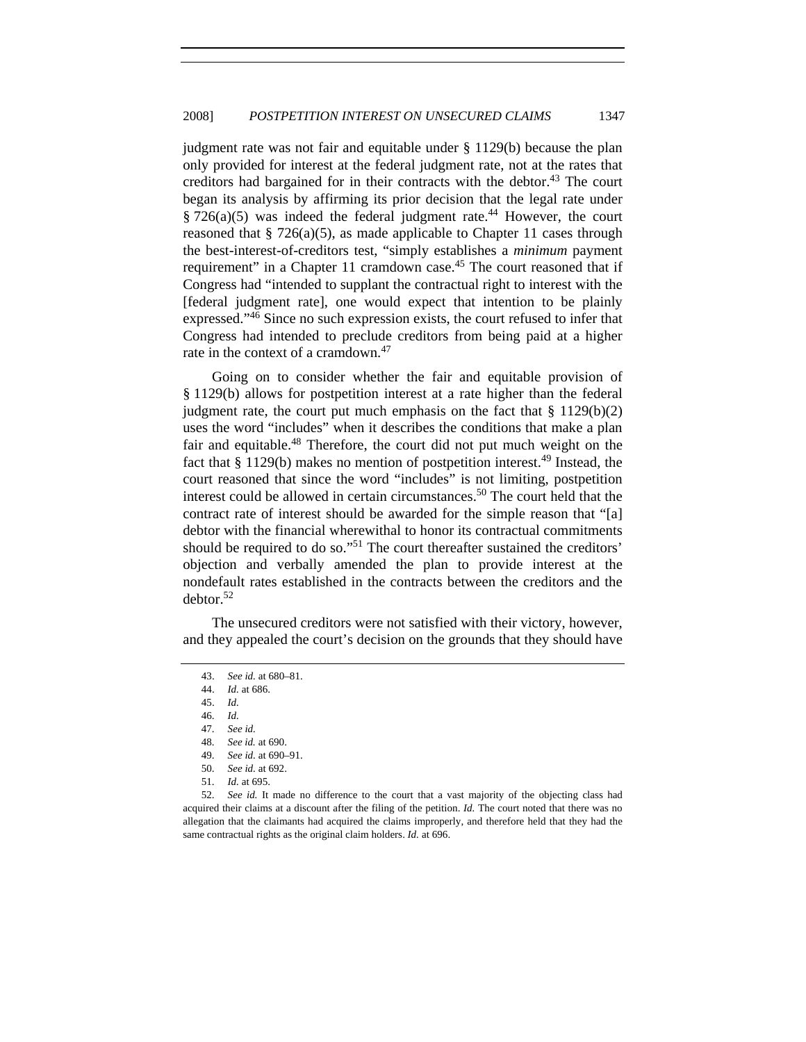judgment rate was not fair and equitable under § 1129(b) because the plan only provided for interest at the federal judgment rate, not at the rates that creditors had bargained for in their contracts with the debtor.[43] The court began its analysis by affirming its prior decision that the legal rate under § 726(a)(5) was indeed the federal judgment rate.[44] However, the court reasoned that § 726(a)(5), as made applicable to Chapter 11 cases through the best-interest-of-creditors test, "simply establishes a *minimum* payment requirement" in a Chapter 11 cramdown case.[45] The court reasoned that if Congress had "intended to supplant the contractual right to interest with the [federal judgment rate], one would expect that intention to be plainly expressed."[46] Since no such expression exists, the court refused to infer that Congress had intended to preclude creditors from being paid at a higher rate in the context of a cramdown.[47]

Going on to consider whether the fair and equitable provision of § 1129(b) allows for postpetition interest at a rate higher than the federal judgment rate, the court put much emphasis on the fact that § 1129(b)(2) uses the word "includes" when it describes the conditions that make a plan fair and equitable.[48] Therefore, the court did not put much weight on the fact that § 1129(b) makes no mention of postpetition interest.[49] Instead, the court reasoned that since the word "includes" is not limiting, postpetition interest could be allowed in certain circumstances.[50] The court held that the contract rate of interest should be awarded for the simple reason that "[a] debtor with the financial wherewithal to honor its contractual commitments should be required to do so."[51] The court thereafter sustained the creditors' objection and verbally amended the plan to provide interest at the nondefault rates established in the contracts between the creditors and the debtor.[52]

The unsecured creditors were not satisfied with their victory, however, and they appealed the court's decision on the grounds that they should have

---

43. *See id.* at 680–81.

44. *Id.* at 686.

45. *Id.*

46. *Id.*

47. *See id.*

48. *See id.* at 690.

49. *See id.* at 690–91.

50. *See id.* at 692.

51. *Id.* at 695.

52. *See id.* It made no difference to the court that a vast majority of the objecting class had acquired their claims at a discount after the filing of the petition. *Id.* The court noted that there was no allegation that the claimants had acquired the claims improperly, and therefore held that they had the same contractual rights as the original claim holders. *Id.* at 696.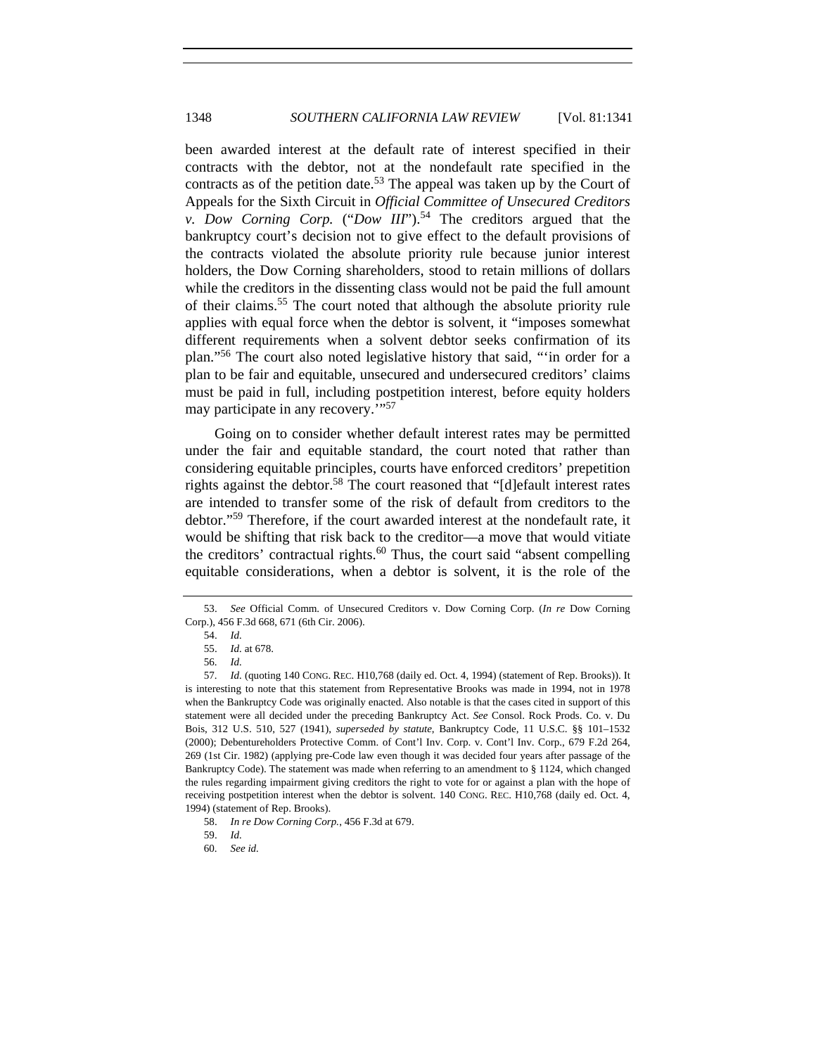been awarded interest at the default rate of interest specified in their contracts with the debtor, not at the nondefault rate specified in the contracts as of the petition date.[53] The appeal was taken up by the Court of Appeals for the Sixth Circuit in *Official Committee of Unsecured Creditors v. Dow Corning Corp.* ("*Dow III*").[54] The creditors argued that the bankruptcy court's decision not to give effect to the default provisions of the contracts violated the absolute priority rule because junior interest holders, the Dow Corning shareholders, stood to retain millions of dollars while the creditors in the dissenting class would not be paid the full amount of their claims.[55] The court noted that although the absolute priority rule applies with equal force when the debtor is solvent, it "imposes somewhat different requirements when a solvent debtor seeks confirmation of its plan."[56] The court also noted legislative history that said, "'in order for a plan to be fair and equitable, unsecured and undersecured creditors' claims must be paid in full, including postpetition interest, before equity holders may participate in any recovery.'"[57]

Going on to consider whether default interest rates may be permitted under the fair and equitable standard, the court noted that rather than considering equitable principles, courts have enforced creditors' prepetition rights against the debtor.[58] The court reasoned that "[d]efault interest rates are intended to transfer some of the risk of default from creditors to the debtor."[59] Therefore, if the court awarded interest at the nondefault rate, it would be shifting that risk back to the creditor—a move that would vitiate the creditors' contractual rights.[60] Thus, the court said "absent compelling equitable considerations, when a debtor is solvent, it is the role of the

---

53. *See* Official Comm. of Unsecured Creditors v. Dow Corning Corp. (*In re* Dow Corning Corp.), 456 F.3d 668, 671 (6th Cir. 2006).

54. *Id.*

55. *Id.* at 678.

56. *Id.*

57. *Id.* (quoting 140 CONG. REC. H10,768 (daily ed. Oct. 4, 1994) (statement of Rep. Brooks)). It is interesting to note that this statement from Representative Brooks was made in 1994, not in 1978 when the Bankruptcy Code was originally enacted. Also notable is that the cases cited in support of this statement were all decided under the preceding Bankruptcy Act. *See* Consol. Rock Prods. Co. v. Du Bois, 312 U.S. 510, 527 (1941), *superseded by statute*, Bankruptcy Code, 11 U.S.C. §§ 101–1532 (2000); Debentureholders Protective Comm. of Cont'l Inv. Corp. v. Cont'l Inv. Corp., 679 F.2d 264, 269 (1st Cir. 1982) (applying pre-Code law even though it was decided four years after passage of the Bankruptcy Code). The statement was made when referring to an amendment to § 1124, which changed the rules regarding impairment giving creditors the right to vote for or against a plan with the hope of receiving postpetition interest when the debtor is solvent. 140 CONG. REC. H10,768 (daily ed. Oct. 4, 1994) (statement of Rep. Brooks).

58. *In re Dow Corning Corp.*, 456 F.3d at 679.

59. *Id.*

60. *See id.*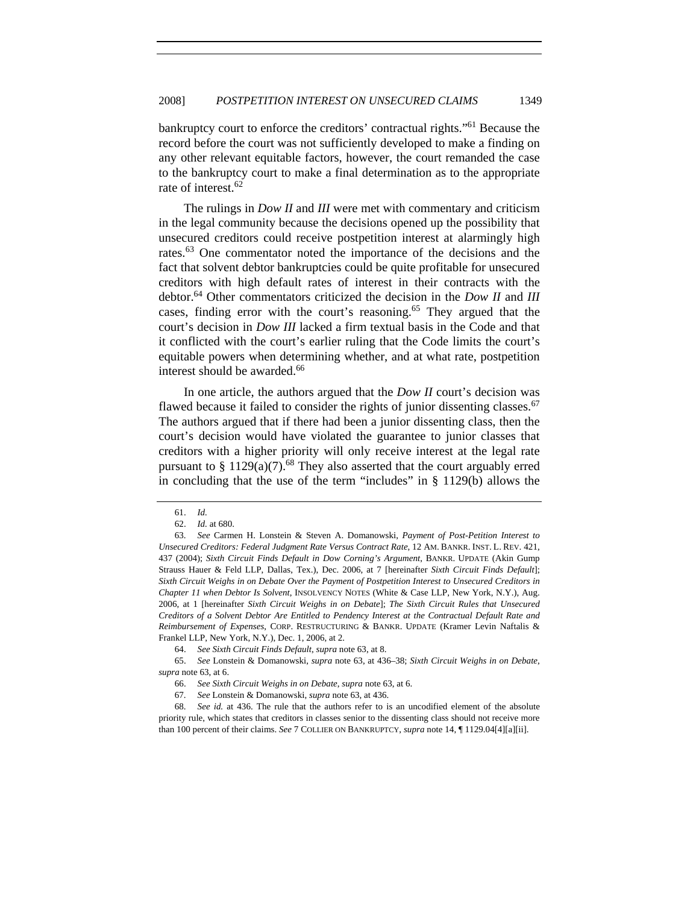bankruptcy court to enforce the creditors' contractual rights."[61] Because the record before the court was not sufficiently developed to make a finding on any other relevant equitable factors, however, the court remanded the case to the bankruptcy court to make a final determination as to the appropriate rate of interest.[62]

The rulings in *Dow II* and *III* were met with commentary and criticism in the legal community because the decisions opened up the possibility that unsecured creditors could receive postpetition interest at alarmingly high rates.[63] One commentator noted the importance of the decisions and the fact that solvent debtor bankruptcies could be quite profitable for unsecured creditors with high default rates of interest in their contracts with the debtor.[64] Other commentators criticized the decision in the *Dow II* and *III* cases, finding error with the court's reasoning.[65] They argued that the court's decision in *Dow III* lacked a firm textual basis in the Code and that it conflicted with the court's earlier ruling that the Code limits the court's equitable powers when determining whether, and at what rate, postpetition interest should be awarded.[66]

In one article, the authors argued that the *Dow II* court's decision was flawed because it failed to consider the rights of junior dissenting classes.[67] The authors argued that if there had been a junior dissenting class, then the court's decision would have violated the guarantee to junior classes that creditors with a higher priority will only receive interest at the legal rate pursuant to § 1129(a)(7).[68] They also asserted that the court arguably erred in concluding that the use of the term "includes" in § 1129(b) allows the

---

61. *Id.*

62. *Id.* at 680.

63. *See* Carmen H. Lonstein & Steven A. Domanowski, *Payment of Post-Petition Interest to Unsecured Creditors: Federal Judgment Rate Versus Contract Rate*, 12 AM. BANKR. INST. L. REV. 421, 437 (2004); *Sixth Circuit Finds Default in Dow Corning's Argument*, BANKR. UPDATE (Akin Gump Strauss Hauer & Feld LLP, Dallas, Tex.), Dec. 2006, at 7 [hereinafter *Sixth Circuit Finds Default*]; *Sixth Circuit Weighs in on Debate Over the Payment of Postpetition Interest to Unsecured Creditors in Chapter 11 when Debtor Is Solvent*, INSOLVENCY NOTES (White & Case LLP, New York, N.Y.), Aug. 2006, at 1 [hereinafter *Sixth Circuit Weighs in on Debate*]; *The Sixth Circuit Rules that Unsecured Creditors of a Solvent Debtor Are Entitled to Pendency Interest at the Contractual Default Rate and Reimbursement of Expenses*, CORP. RESTRUCTURING & BANKR. UPDATE (Kramer Levin Naftalis & Frankel LLP, New York, N.Y.), Dec. 1, 2006, at 2.

64. *See Sixth Circuit Finds Default*, *supra* note 63, at 8.

65. *See* Lonstein & Domanowski, *supra* note 63, at 436–38; *Sixth Circuit Weighs in on Debate*, *supra* note 63, at 6.

66. *See Sixth Circuit Weighs in on Debate*, *supra* note 63, at 6.

67. *See* Lonstein & Domanowski, *supra* note 63, at 436.

68. *See id.* at 436. The rule that the authors refer to is an uncodified element of the absolute priority rule, which states that creditors in classes senior to the dissenting class should not receive more than 100 percent of their claims. *See* 7 COLLIER ON BANKRUPTCY, *supra* note 14, ¶ 1129.04[4][a][ii].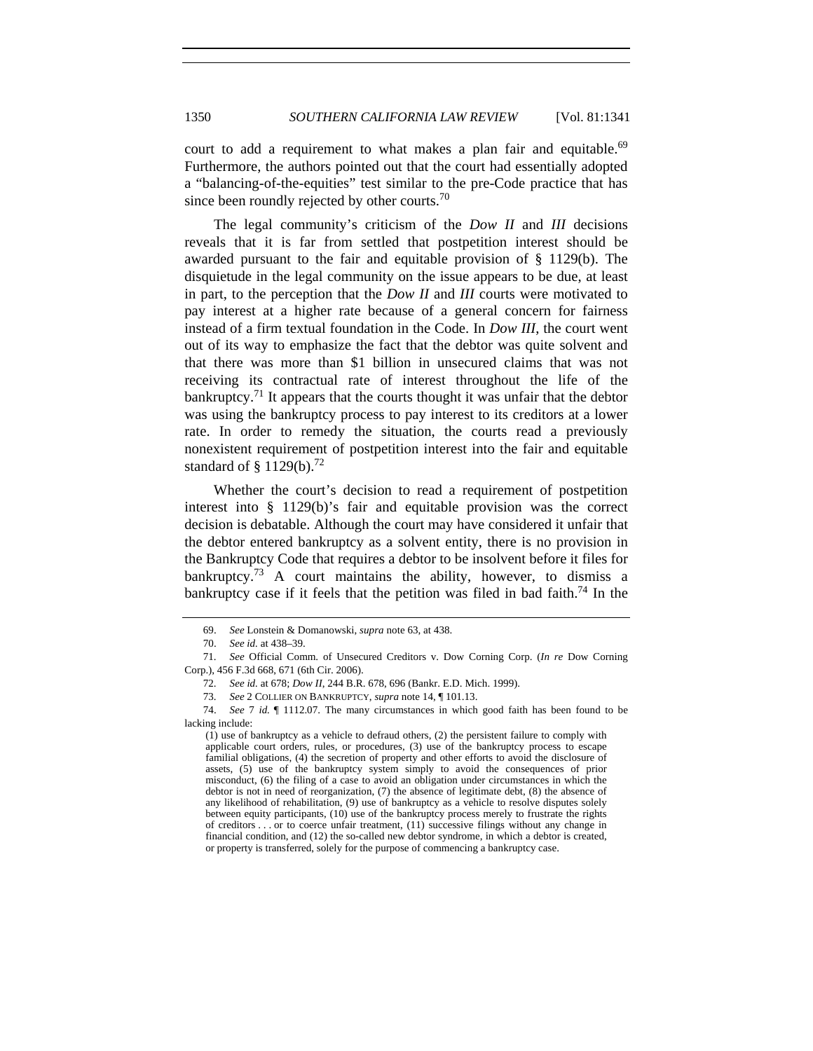court to add a requirement to what makes a plan fair and equitable.[69] Furthermore, the authors pointed out that the court had essentially adopted a "balancing-of-the-equities" test similar to the pre-Code practice that has since been roundly rejected by other courts.[70]

The legal community's criticism of the *Dow II* and *III* decisions reveals that it is far from settled that postpetition interest should be awarded pursuant to the fair and equitable provision of § 1129(b). The disquietude in the legal community on the issue appears to be due, at least in part, to the perception that the *Dow II* and *III* courts were motivated to pay interest at a higher rate because of a general concern for fairness instead of a firm textual foundation in the Code. In *Dow III*, the court went out of its way to emphasize the fact that the debtor was quite solvent and that there was more than $1 billion in unsecured claims that was not receiving its contractual rate of interest throughout the life of the bankruptcy.[71] It appears that the courts thought it was unfair that the debtor was using the bankruptcy process to pay interest to its creditors at a lower rate. In order to remedy the situation, the courts read a previously nonexistent requirement of postpetition interest into the fair and equitable standard of § 1129(b).[72]

Whether the court's decision to read a requirement of postpetition interest into § 1129(b)'s fair and equitable provision was the correct decision is debatable. Although the court may have considered it unfair that the debtor entered bankruptcy as a solvent entity, there is no provision in the Bankruptcy Code that requires a debtor to be insolvent before it files for bankruptcy.[73] A court maintains the ability, however, to dismiss a bankruptcy case if it feels that the petition was filed in bad faith.[74] In the

---

69. *See* Lonstein & Domanowski, *supra* note 63, at 438.

70. *See id.* at 438–39.

71. *See* Official Comm. of Unsecured Creditors v. Dow Corning Corp. (*In re* Dow Corning Corp.), 456 F.3d 668, 671 (6th Cir. 2006).

72. *See id.* at 678; *Dow II*, 244 B.R. 678, 696 (Bankr. E.D. Mich. 1999).

73. *See* 2 COLLIER ON BANKRUPTCY, *supra* note 14, ¶ 101.13.

74. *See* 7 *id.* ¶ 1112.07. The many circumstances in which good faith has been found to be lacking include:

> (1) use of bankruptcy as a vehicle to defraud others, (2) the persistent failure to comply with applicable court orders, rules, or procedures, (3) use of the bankruptcy process to escape familial obligations, (4) the secretion of property and other efforts to avoid the disclosure of assets, (5) use of the bankruptcy system simply to avoid the consequences of prior misconduct, (6) the filing of a case to avoid an obligation under circumstances in which the debtor is not in need of reorganization, (7) the absence of legitimate debt, (8) the absence of any likelihood of rehabilitation, (9) use of bankruptcy as a vehicle to resolve disputes solely between equity participants, (10) use of the bankruptcy process merely to frustrate the rights of creditors . . . or to coerce unfair treatment, (11) successive filings without any change in financial condition, and (12) the so-called new debtor syndrome, in which a debtor is created, or property is transferred, solely for the purpose of commencing a bankruptcy case.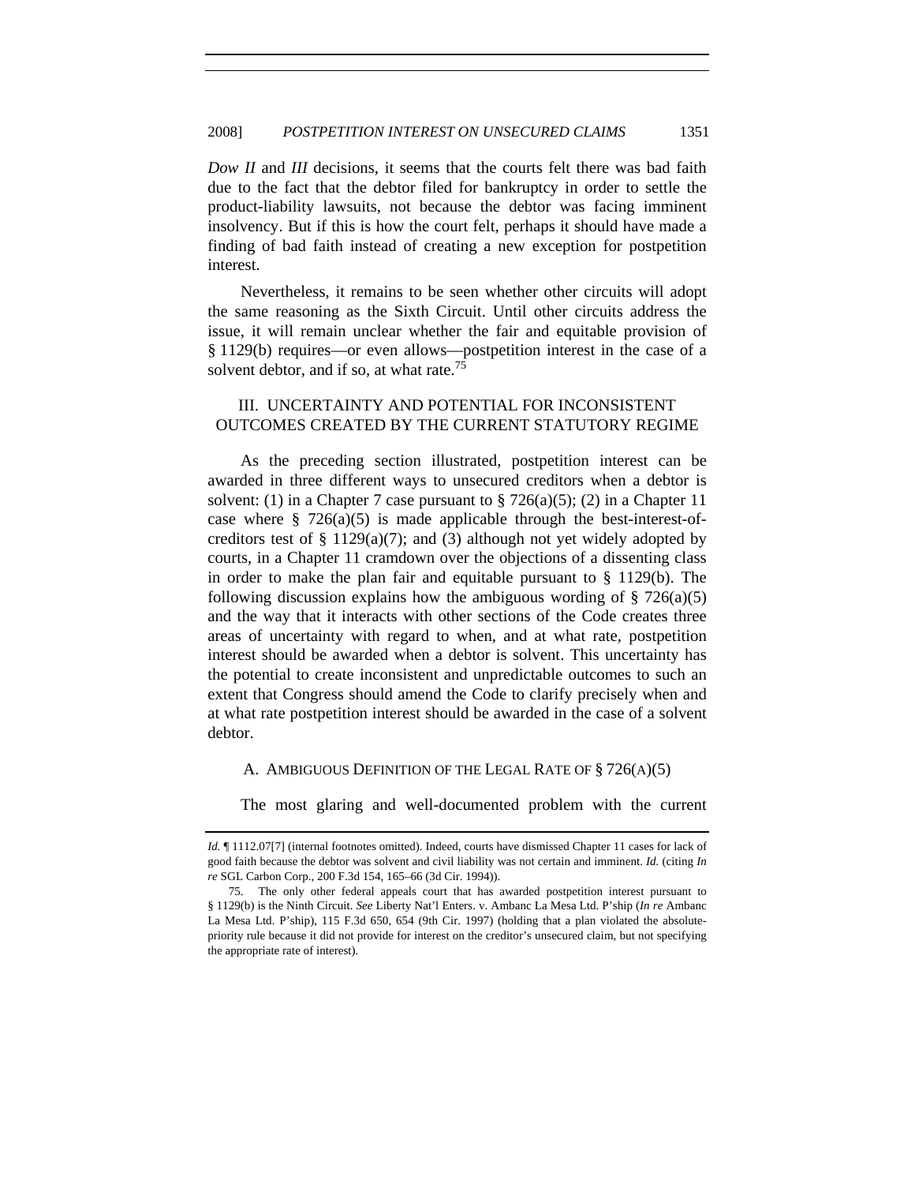*Dow II* and *III* decisions, it seems that the courts felt there was bad faith due to the fact that the debtor filed for bankruptcy in order to settle the product-liability lawsuits, not because the debtor was facing imminent insolvency. But if this is how the court felt, perhaps it should have made a finding of bad faith instead of creating a new exception for postpetition interest.

Nevertheless, it remains to be seen whether other circuits will adopt the same reasoning as the Sixth Circuit. Until other circuits address the issue, it will remain unclear whether the fair and equitable provision of § 1129(b) requires—or even allows—postpetition interest in the case of a solvent debtor, and if so, at what rate.[75]

## III. UNCERTAINTY AND POTENTIAL FOR INCONSISTENT OUTCOMES CREATED BY THE CURRENT STATUTORY REGIME

As the preceding section illustrated, postpetition interest can be awarded in three different ways to unsecured creditors when a debtor is solvent: (1) in a Chapter 7 case pursuant to § 726(a)(5); (2) in a Chapter 11 case where § 726(a)(5) is made applicable through the best-interest-of-creditors test of § 1129(a)(7); and (3) although not yet widely adopted by courts, in a Chapter 11 cramdown over the objections of a dissenting class in order to make the plan fair and equitable pursuant to § 1129(b). The following discussion explains how the ambiguous wording of § 726(a)(5) and the way that it interacts with other sections of the Code creates three areas of uncertainty with regard to when, and at what rate, postpetition interest should be awarded when a debtor is solvent. This uncertainty has the potential to create inconsistent and unpredictable outcomes to such an extent that Congress should amend the Code to clarify precisely when and at what rate postpetition interest should be awarded in the case of a solvent debtor.

### A. AMBIGUOUS DEFINITION OF THE LEGAL RATE OF § 726(A)(5)

The most glaring and well-documented problem with the current

---

*Id.* ¶ 1112.07[7] (internal footnotes omitted). Indeed, courts have dismissed Chapter 11 cases for lack of good faith because the debtor was solvent and civil liability was not certain and imminent. *Id.* (citing *In re* SGL Carbon Corp., 200 F.3d 154, 165–66 (3d Cir. 1994)).

75. The only other federal appeals court that has awarded postpetition interest pursuant to § 1129(b) is the Ninth Circuit. *See* Liberty Nat'l Enters. v. Ambanc La Mesa Ltd. P'ship (*In re* Ambanc La Mesa Ltd. P'ship), 115 F.3d 650, 654 (9th Cir. 1997) (holding that a plan violated the absolute-priority rule because it did not provide for interest on the creditor's unsecured claim, but not specifying the appropriate rate of interest).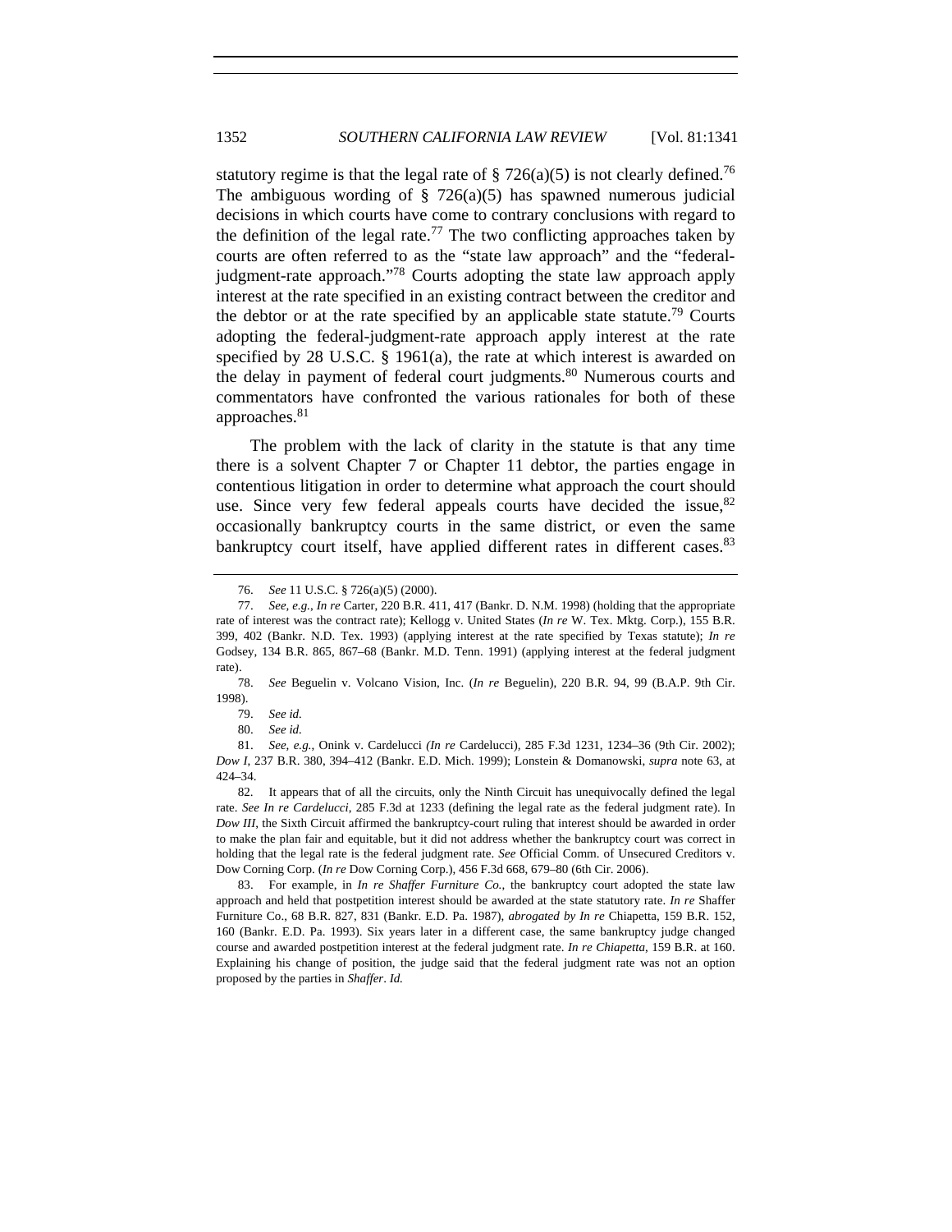statutory regime is that the legal rate of § 726(a)(5) is not clearly defined.[76] The ambiguous wording of § 726(a)(5) has spawned numerous judicial decisions in which courts have come to contrary conclusions with regard to the definition of the legal rate.[77] The two conflicting approaches taken by courts are often referred to as the "state law approach" and the "federal-judgment-rate approach."[78] Courts adopting the state law approach apply interest at the rate specified in an existing contract between the creditor and the debtor or at the rate specified by an applicable state statute.[79] Courts adopting the federal-judgment-rate approach apply interest at the rate specified by 28 U.S.C. § 1961(a), the rate at which interest is awarded on the delay in payment of federal court judgments.[80] Numerous courts and commentators have confronted the various rationales for both of these approaches.[81]

The problem with the lack of clarity in the statute is that any time there is a solvent Chapter 7 or Chapter 11 debtor, the parties engage in contentious litigation in order to determine what approach the court should use. Since very few federal appeals courts have decided the issue,[82] occasionally bankruptcy courts in the same district, or even the same bankruptcy court itself, have applied different rates in different cases.[83]

---

76. *See* 11 U.S.C. § 726(a)(5) (2000).

77. *See, e.g.*, *In re* Carter, 220 B.R. 411, 417 (Bankr. D. N.M. 1998) (holding that the appropriate rate of interest was the contract rate); Kellogg v. United States (*In re* W. Tex. Mktg. Corp.), 155 B.R. 399, 402 (Bankr. N.D. Tex. 1993) (applying interest at the rate specified by Texas statute); *In re* Godsey, 134 B.R. 865, 867–68 (Bankr. M.D. Tenn. 1991) (applying interest at the federal judgment rate).

78. *See* Beguelin v. Volcano Vision, Inc. (*In re* Beguelin), 220 B.R. 94, 99 (B.A.P. 9th Cir. 1998).

79. *See id.*

80. *See id.*

81. *See, e.g.*, Onink v. Cardelucci *(In re* Cardelucci), 285 F.3d 1231, 1234–36 (9th Cir. 2002); *Dow I*, 237 B.R. 380, 394–412 (Bankr. E.D. Mich. 1999); Lonstein & Domanowski, *supra* note 63, at 424–34.

82. It appears that of all the circuits, only the Ninth Circuit has unequivocally defined the legal rate. *See In re Cardelucci*, 285 F.3d at 1233 (defining the legal rate as the federal judgment rate). In *Dow III*, the Sixth Circuit affirmed the bankruptcy-court ruling that interest should be awarded in order to make the plan fair and equitable, but it did not address whether the bankruptcy court was correct in holding that the legal rate is the federal judgment rate. *See* Official Comm. of Unsecured Creditors v. Dow Corning Corp. (*In re* Dow Corning Corp.), 456 F.3d 668, 679–80 (6th Cir. 2006).

83. For example, in *In re Shaffer Furniture Co.*, the bankruptcy court adopted the state law approach and held that postpetition interest should be awarded at the state statutory rate. *In re* Shaffer Furniture Co., 68 B.R. 827, 831 (Bankr. E.D. Pa. 1987), *abrogated by In re* Chiapetta, 159 B.R. 152, 160 (Bankr. E.D. Pa. 1993). Six years later in a different case, the same bankruptcy judge changed course and awarded postpetition interest at the federal judgment rate. *In re Chiapetta*, 159 B.R. at 160. Explaining his change of position, the judge said that the federal judgment rate was not an option proposed by the parties in *Shaffer*. *Id.*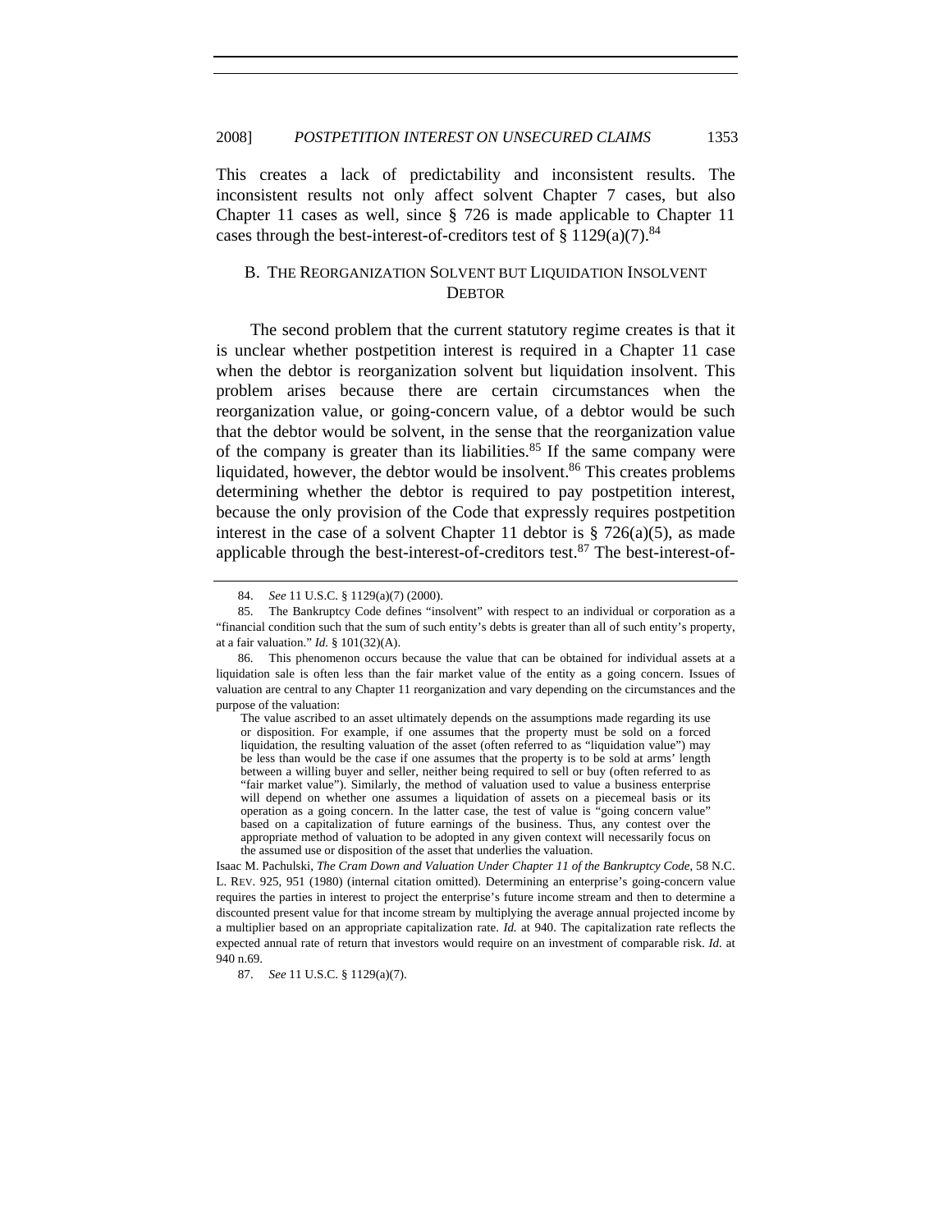This creates a lack of predictability and inconsistent results. The inconsistent results not only affect solvent Chapter 7 cases, but also Chapter 11 cases as well, since § 726 is made applicable to Chapter 11 cases through the best-interest-of-creditors test of § 1129(a)(7).[84]

## B. The Reorganization Solvent but Liquidation Insolvent Debtor

The second problem that the current statutory regime creates is that it is unclear whether postpetition interest is required in a Chapter 11 case when the debtor is reorganization solvent but liquidation insolvent. This problem arises because there are certain circumstances when the reorganization value, or going-concern value, of a debtor would be such that the debtor would be solvent, in the sense that the reorganization value of the company is greater than its liabilities.[85] If the same company were liquidated, however, the debtor would be insolvent.[86] This creates problems determining whether the debtor is required to pay postpetition interest, because the only provision of the Code that expressly requires postpetition interest in the case of a solvent Chapter 11 debtor is § 726(a)(5), as made applicable through the best-interest-of-creditors test.[87] The best-interest-of-

---

84. *See* 11 U.S.C. § 1129(a)(7) (2000).

85. The Bankruptcy Code defines "insolvent" with respect to an individual or corporation as a "financial condition such that the sum of such entity's debts is greater than all of such entity's property, at a fair valuation." *Id.* § 101(32)(A).

86. This phenomenon occurs because the value that can be obtained for individual assets at a liquidation sale is often less than the fair market value of the entity as a going concern. Issues of valuation are central to any Chapter 11 reorganization and vary depending on the circumstances and the purpose of the valuation:

> The value ascribed to an asset ultimately depends on the assumptions made regarding its use or disposition. For example, if one assumes that the property must be sold on a forced liquidation, the resulting valuation of the asset (often referred to as "liquidation value") may be less than would be the case if one assumes that the property is to be sold at arms' length between a willing buyer and seller, neither being required to sell or buy (often referred to as "fair market value"). Similarly, the method of valuation used to value a business enterprise will depend on whether one assumes a liquidation of assets on a piecemeal basis or its operation as a going concern. In the latter case, the test of value is "going concern value" based on a capitalization of future earnings of the business. Thus, any contest over the appropriate method of valuation to be adopted in any given context will necessarily focus on the assumed use or disposition of the asset that underlies the valuation.

Isaac M. Pachulski, *The Cram Down and Valuation Under Chapter 11 of the Bankruptcy Code*, 58 N.C. L. Rev. 925, 951 (1980) (internal citation omitted). Determining an enterprise's going-concern value requires the parties in interest to project the enterprise's future income stream and then to determine a discounted present value for that income stream by multiplying the average annual projected income by a multiplier based on an appropriate capitalization rate. *Id.* at 940. The capitalization rate reflects the expected annual rate of return that investors would require on an investment of comparable risk. *Id.* at 940 n.69.

87. *See* 11 U.S.C. § 1129(a)(7).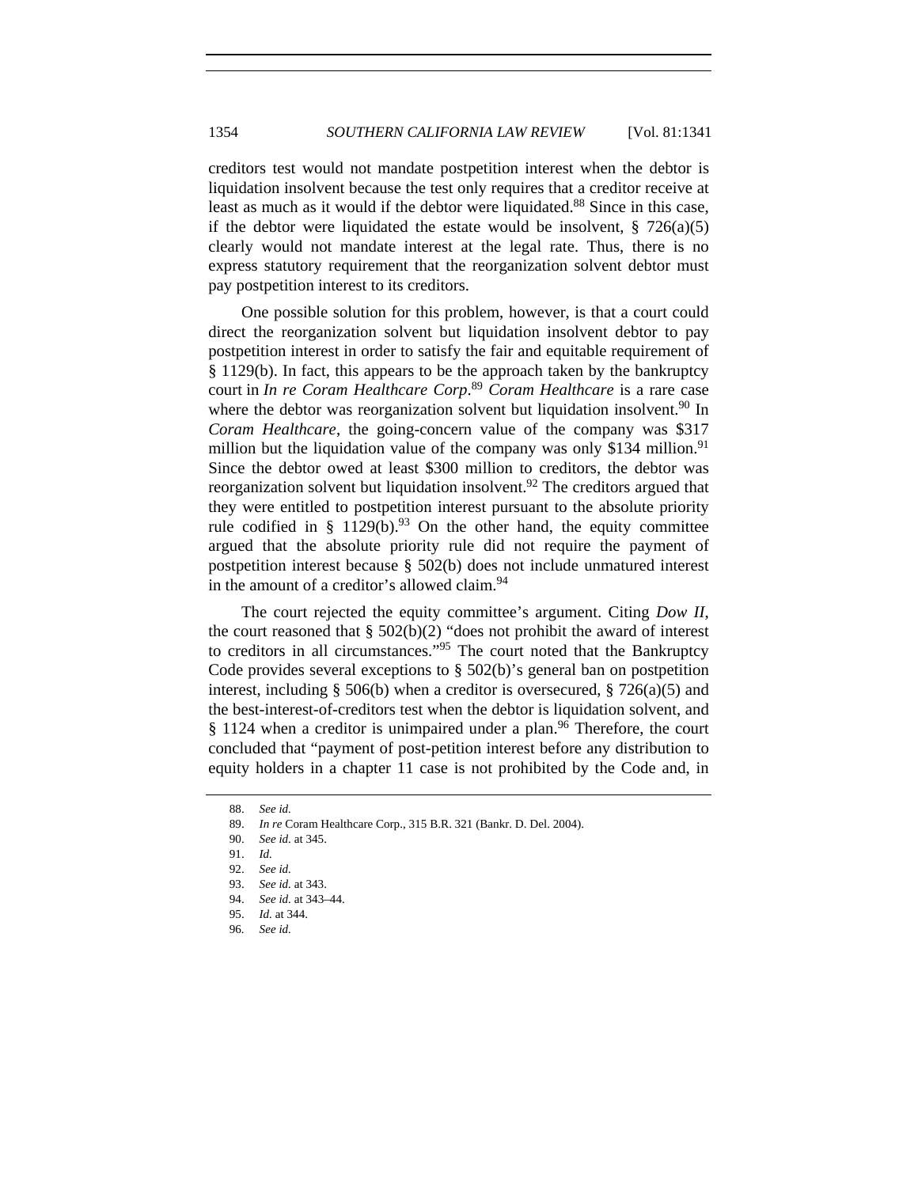creditors test would not mandate postpetition interest when the debtor is liquidation insolvent because the test only requires that a creditor receive at least as much as it would if the debtor were liquidated.[88] Since in this case, if the debtor were liquidated the estate would be insolvent, § 726(a)(5) clearly would not mandate interest at the legal rate. Thus, there is no express statutory requirement that the reorganization solvent debtor must pay postpetition interest to its creditors.

One possible solution for this problem, however, is that a court could direct the reorganization solvent but liquidation insolvent debtor to pay postpetition interest in order to satisfy the fair and equitable requirement of § 1129(b). In fact, this appears to be the approach taken by the bankruptcy court in *In re Coram Healthcare Corp*.[89] *Coram Healthcare* is a rare case where the debtor was reorganization solvent but liquidation insolvent.[90] In *Coram Healthcare*, the going-concern value of the company was $317 million but the liquidation value of the company was only $134 million.[91] Since the debtor owed at least $300 million to creditors, the debtor was reorganization solvent but liquidation insolvent.[92] The creditors argued that they were entitled to postpetition interest pursuant to the absolute priority rule codified in § 1129(b).[93] On the other hand, the equity committee argued that the absolute priority rule did not require the payment of postpetition interest because § 502(b) does not include unmatured interest in the amount of a creditor's allowed claim.[94]

The court rejected the equity committee's argument. Citing *Dow II*, the court reasoned that § 502(b)(2) "does not prohibit the award of interest to creditors in all circumstances."[95] The court noted that the Bankruptcy Code provides several exceptions to § 502(b)'s general ban on postpetition interest, including § 506(b) when a creditor is oversecured, § 726(a)(5) and the best-interest-of-creditors test when the debtor is liquidation solvent, and § 1124 when a creditor is unimpaired under a plan.[96] Therefore, the court concluded that "payment of post-petition interest before any distribution to equity holders in a chapter 11 case is not prohibited by the Code and, in

88. *See id.*

89. *In re* Coram Healthcare Corp., 315 B.R. 321 (Bankr. D. Del. 2004).

90. *See id.* at 345.

91. *Id.*

92. *See id.*

93. *See id.* at 343.

94. *See id.* at 343–44.

95. *Id.* at 344.

96. *See id.*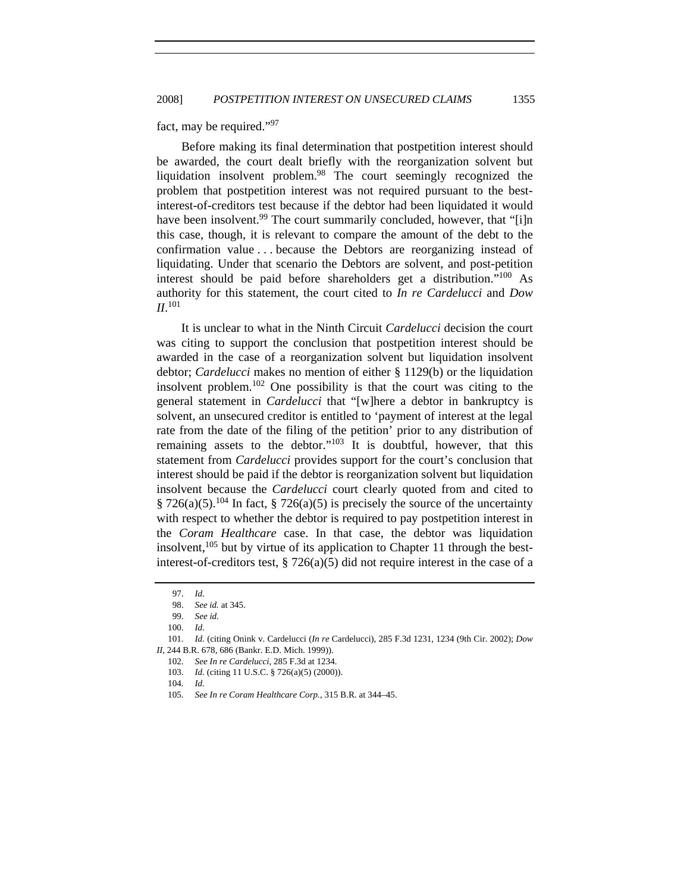fact, may be required."[97]

Before making its final determination that postpetition interest should be awarded, the court dealt briefly with the reorganization solvent but liquidation insolvent problem.[98] The court seemingly recognized the problem that postpetition interest was not required pursuant to the best-interest-of-creditors test because if the debtor had been liquidated it would have been insolvent.[99] The court summarily concluded, however, that "[i]n this case, though, it is relevant to compare the amount of the debt to the confirmation value . . . because the Debtors are reorganizing instead of liquidating. Under that scenario the Debtors are solvent, and post-petition interest should be paid before shareholders get a distribution."[100] As authority for this statement, the court cited to *In re Cardelucci* and *Dow II*.[101]

It is unclear to what in the Ninth Circuit *Cardelucci* decision the court was citing to support the conclusion that postpetition interest should be awarded in the case of a reorganization solvent but liquidation insolvent debtor; *Cardelucci* makes no mention of either § 1129(b) or the liquidation insolvent problem.[102] One possibility is that the court was citing to the general statement in *Cardelucci* that "[w]here a debtor in bankruptcy is solvent, an unsecured creditor is entitled to 'payment of interest at the legal rate from the date of the filing of the petition' prior to any distribution of remaining assets to the debtor."[103] It is doubtful, however, that this statement from *Cardelucci* provides support for the court's conclusion that interest should be paid if the debtor is reorganization solvent but liquidation insolvent because the *Cardelucci* court clearly quoted from and cited to § 726(a)(5).[104] In fact, § 726(a)(5) is precisely the source of the uncertainty with respect to whether the debtor is required to pay postpetition interest in the *Coram Healthcare* case. In that case, the debtor was liquidation insolvent,[105] but by virtue of its application to Chapter 11 through the best-interest-of-creditors test, § 726(a)(5) did not require interest in the case of a

---

97. *Id.*

98. *See id.* at 345.

99. *See id.*

100. *Id.*

101. *Id.* (citing Onink v. Cardelucci (*In re* Cardelucci), 285 F.3d 1231, 1234 (9th Cir. 2002); *Dow II*, 244 B.R. 678, 686 (Bankr. E.D. Mich. 1999)).

102. *See In re Cardelucci*, 285 F.3d at 1234.

103. *Id.* (citing 11 U.S.C. § 726(a)(5) (2000)).

104. *Id.*

105. *See In re Coram Healthcare Corp.*, 315 B.R. at 344–45.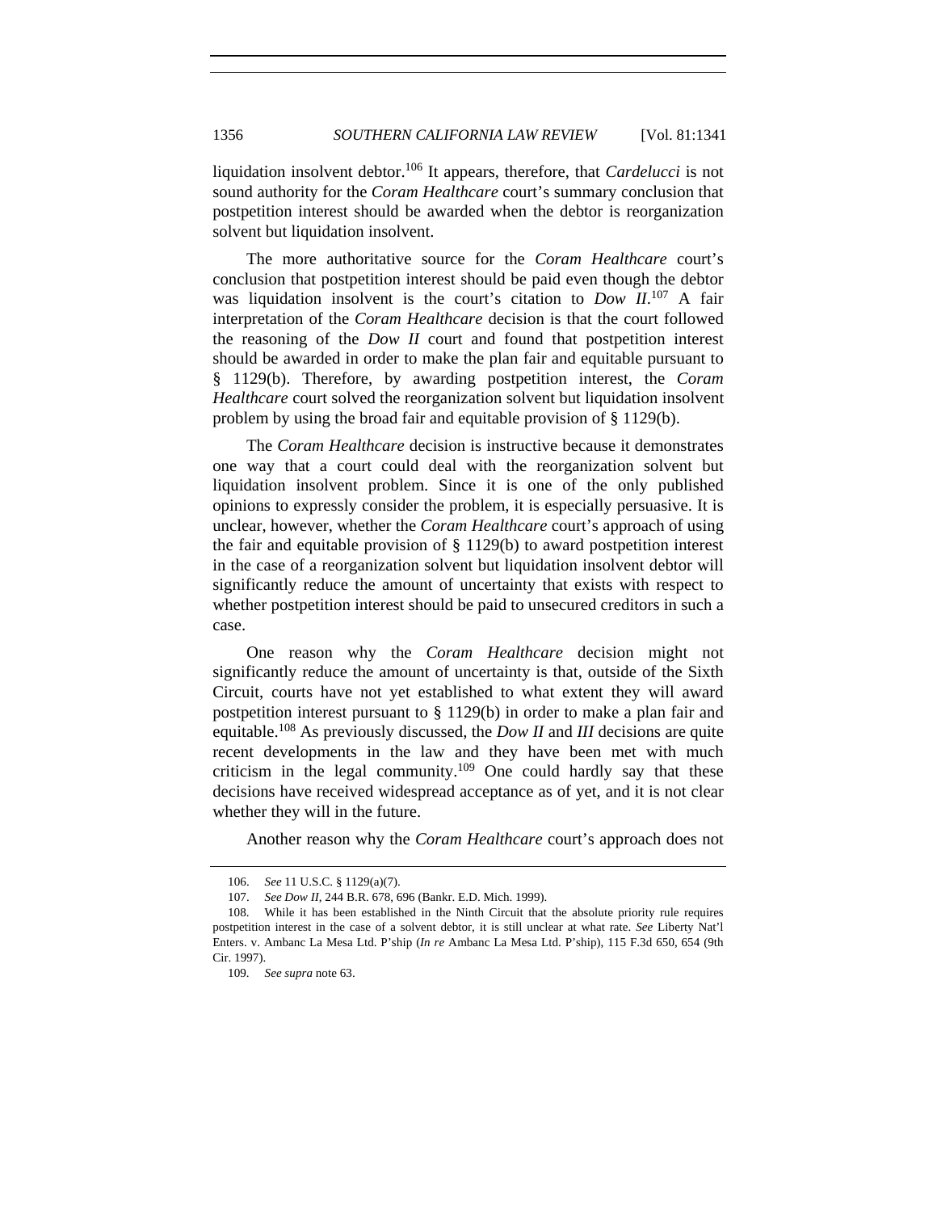liquidation insolvent debtor.[106] It appears, therefore, that *Cardelucci* is not sound authority for the *Coram Healthcare* court's summary conclusion that postpetition interest should be awarded when the debtor is reorganization solvent but liquidation insolvent.

The more authoritative source for the *Coram Healthcare* court's conclusion that postpetition interest should be paid even though the debtor was liquidation insolvent is the court's citation to *Dow II*.[107] A fair interpretation of the *Coram Healthcare* decision is that the court followed the reasoning of the *Dow II* court and found that postpetition interest should be awarded in order to make the plan fair and equitable pursuant to § 1129(b). Therefore, by awarding postpetition interest, the *Coram Healthcare* court solved the reorganization solvent but liquidation insolvent problem by using the broad fair and equitable provision of § 1129(b).

The *Coram Healthcare* decision is instructive because it demonstrates one way that a court could deal with the reorganization solvent but liquidation insolvent problem. Since it is one of the only published opinions to expressly consider the problem, it is especially persuasive. It is unclear, however, whether the *Coram Healthcare* court's approach of using the fair and equitable provision of § 1129(b) to award postpetition interest in the case of a reorganization solvent but liquidation insolvent debtor will significantly reduce the amount of uncertainty that exists with respect to whether postpetition interest should be paid to unsecured creditors in such a case.

One reason why the *Coram Healthcare* decision might not significantly reduce the amount of uncertainty is that, outside of the Sixth Circuit, courts have not yet established to what extent they will award postpetition interest pursuant to § 1129(b) in order to make a plan fair and equitable.[108] As previously discussed, the *Dow II* and *III* decisions are quite recent developments in the law and they have been met with much criticism in the legal community.[109] One could hardly say that these decisions have received widespread acceptance as of yet, and it is not clear whether they will in the future.

Another reason why the *Coram Healthcare* court's approach does not

---

106. *See* 11 U.S.C. § 1129(a)(7).

107. *See Dow II*, 244 B.R. 678, 696 (Bankr. E.D. Mich. 1999).

108. While it has been established in the Ninth Circuit that the absolute priority rule requires postpetition interest in the case of a solvent debtor, it is still unclear at what rate. *See* Liberty Nat'l Enters. v. Ambanc La Mesa Ltd. P'ship (*In re* Ambanc La Mesa Ltd. P'ship), 115 F.3d 650, 654 (9th Cir. 1997).

109. *See supra* note 63.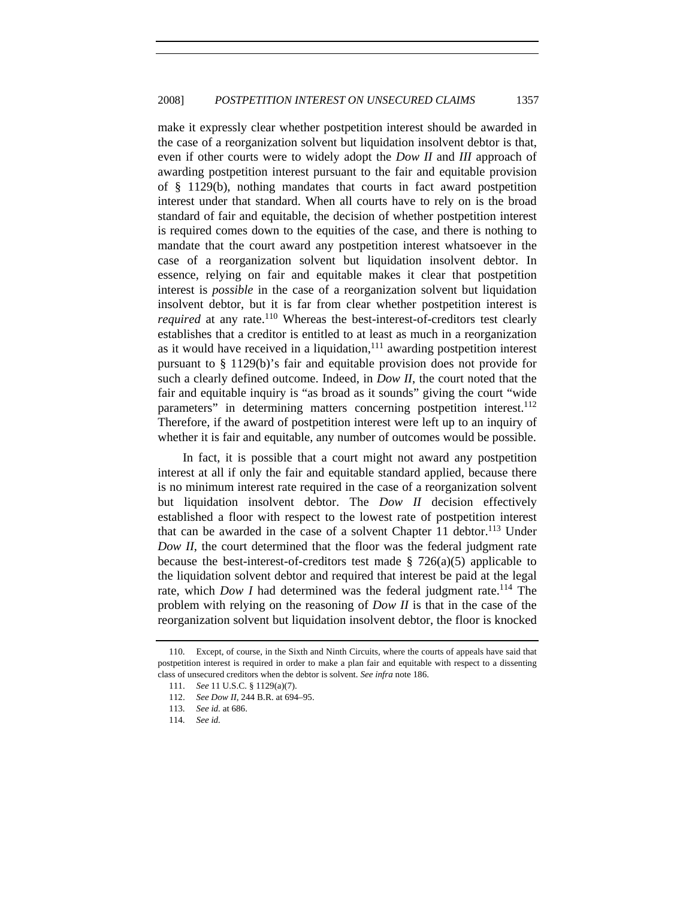make it expressly clear whether postpetition interest should be awarded in the case of a reorganization solvent but liquidation insolvent debtor is that, even if other courts were to widely adopt the *Dow II* and *III* approach of awarding postpetition interest pursuant to the fair and equitable provision of § 1129(b), nothing mandates that courts in fact award postpetition interest under that standard. When all courts have to rely on is the broad standard of fair and equitable, the decision of whether postpetition interest is required comes down to the equities of the case, and there is nothing to mandate that the court award any postpetition interest whatsoever in the case of a reorganization solvent but liquidation insolvent debtor. In essence, relying on fair and equitable makes it clear that postpetition interest is *possible* in the case of a reorganization solvent but liquidation insolvent debtor, but it is far from clear whether postpetition interest is *required* at any rate.[110] Whereas the best-interest-of-creditors test clearly establishes that a creditor is entitled to at least as much in a reorganization as it would have received in a liquidation,[111] awarding postpetition interest pursuant to § 1129(b)'s fair and equitable provision does not provide for such a clearly defined outcome. Indeed, in *Dow II*, the court noted that the fair and equitable inquiry is "as broad as it sounds" giving the court "wide parameters" in determining matters concerning postpetition interest.[112] Therefore, if the award of postpetition interest were left up to an inquiry of whether it is fair and equitable, any number of outcomes would be possible.

In fact, it is possible that a court might not award any postpetition interest at all if only the fair and equitable standard applied, because there is no minimum interest rate required in the case of a reorganization solvent but liquidation insolvent debtor. The *Dow II* decision effectively established a floor with respect to the lowest rate of postpetition interest that can be awarded in the case of a solvent Chapter 11 debtor.[113] Under *Dow II*, the court determined that the floor was the federal judgment rate because the best-interest-of-creditors test made § 726(a)(5) applicable to the liquidation solvent debtor and required that interest be paid at the legal rate, which *Dow I* had determined was the federal judgment rate.[114] The problem with relying on the reasoning of *Dow II* is that in the case of the reorganization solvent but liquidation insolvent debtor, the floor is knocked

110. Except, of course, in the Sixth and Ninth Circuits, where the courts of appeals have said that postpetition interest is required in order to make a plan fair and equitable with respect to a dissenting class of unsecured creditors when the debtor is solvent. *See infra* note 186.

111. *See* 11 U.S.C. § 1129(a)(7).

112. *See Dow II*, 244 B.R. at 694–95.

113. *See id.* at 686.

114. *See id.*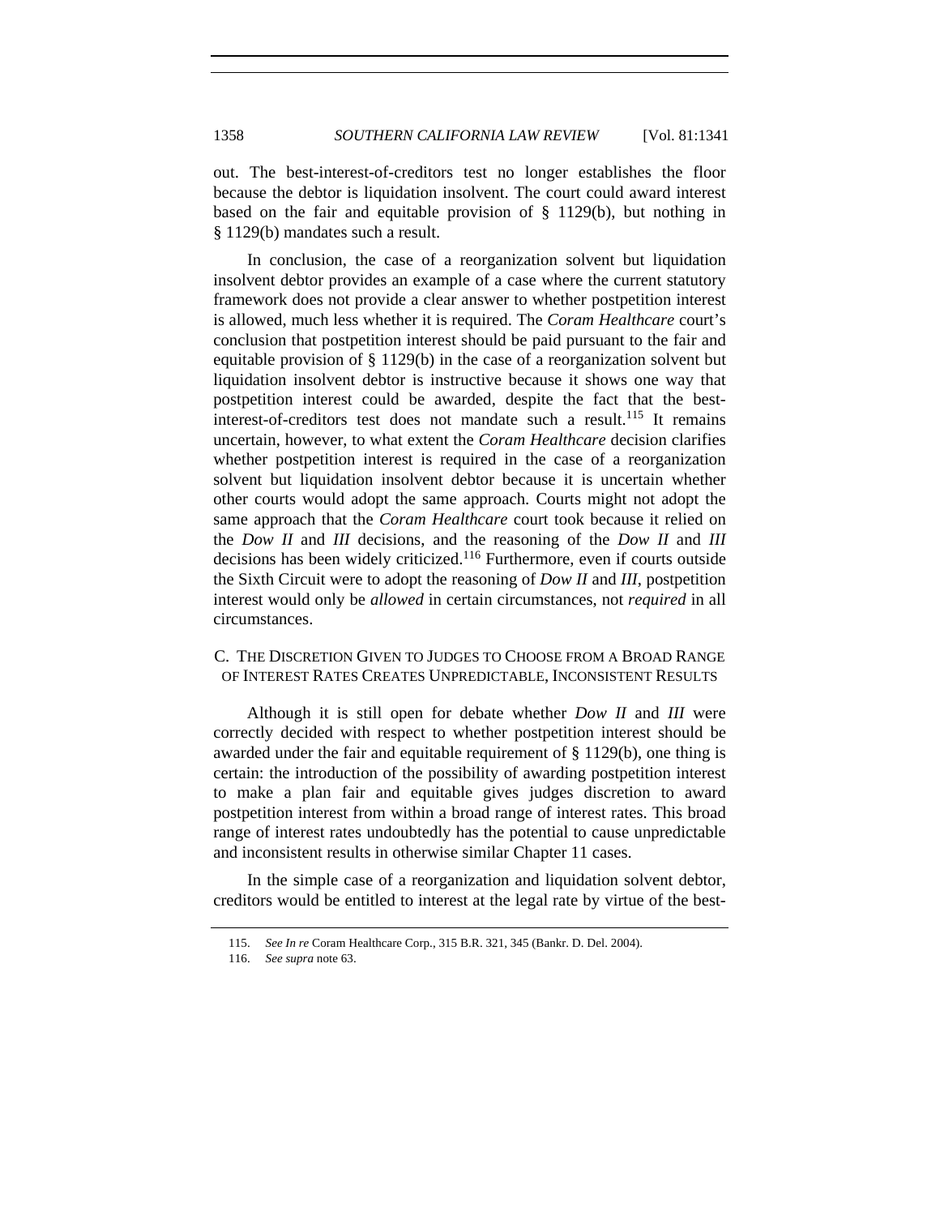out. The best-interest-of-creditors test no longer establishes the floor because the debtor is liquidation insolvent. The court could award interest based on the fair and equitable provision of § 1129(b), but nothing in § 1129(b) mandates such a result.

In conclusion, the case of a reorganization solvent but liquidation insolvent debtor provides an example of a case where the current statutory framework does not provide a clear answer to whether postpetition interest is allowed, much less whether it is required. The *Coram Healthcare* court's conclusion that postpetition interest should be paid pursuant to the fair and equitable provision of § 1129(b) in the case of a reorganization solvent but liquidation insolvent debtor is instructive because it shows one way that postpetition interest could be awarded, despite the fact that the best-interest-of-creditors test does not mandate such a result.[115] It remains uncertain, however, to what extent the *Coram Healthcare* decision clarifies whether postpetition interest is required in the case of a reorganization solvent but liquidation insolvent debtor because it is uncertain whether other courts would adopt the same approach. Courts might not adopt the same approach that the *Coram Healthcare* court took because it relied on the *Dow II* and *III* decisions, and the reasoning of the *Dow II* and *III* decisions has been widely criticized.[116] Furthermore, even if courts outside the Sixth Circuit were to adopt the reasoning of *Dow II* and *III*, postpetition interest would only be *allowed* in certain circumstances, not *required* in all circumstances.

### C. The Discretion Given to Judges to Choose from a Broad Range of Interest Rates Creates Unpredictable, Inconsistent Results

Although it is still open for debate whether *Dow II* and *III* were correctly decided with respect to whether postpetition interest should be awarded under the fair and equitable requirement of § 1129(b), one thing is certain: the introduction of the possibility of awarding postpetition interest to make a plan fair and equitable gives judges discretion to award postpetition interest from within a broad range of interest rates. This broad range of interest rates undoubtedly has the potential to cause unpredictable and inconsistent results in otherwise similar Chapter 11 cases.

In the simple case of a reorganization and liquidation solvent debtor, creditors would be entitled to interest at the legal rate by virtue of the best-

115. *See In re* Coram Healthcare Corp., 315 B.R. 321, 345 (Bankr. D. Del. 2004).

116. *See supra* note 63.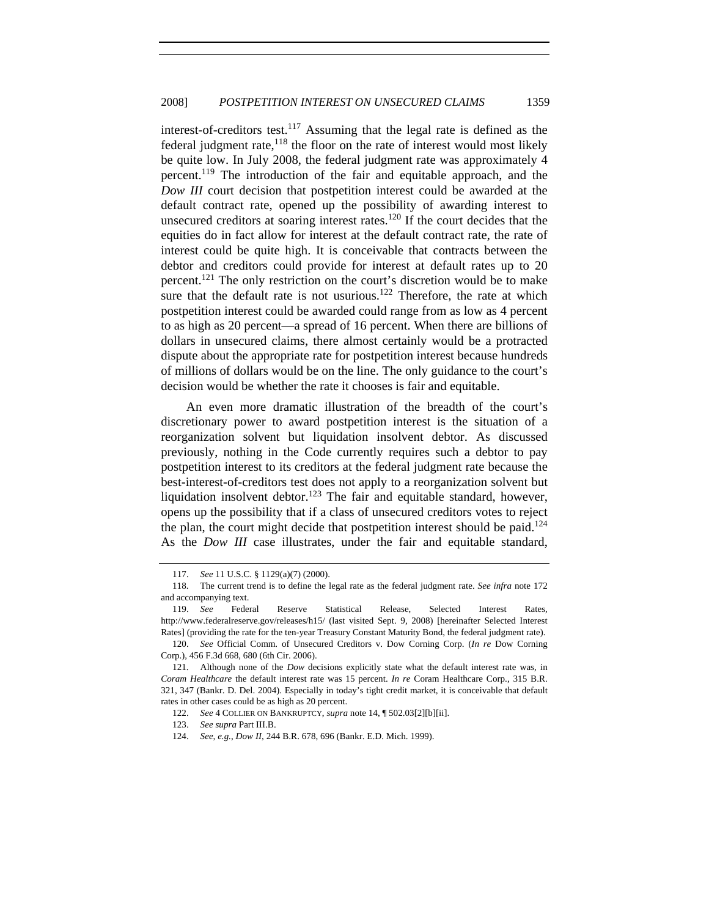interest-of-creditors test.[117] Assuming that the legal rate is defined as the federal judgment rate,[118] the floor on the rate of interest would most likely be quite low. In July 2008, the federal judgment rate was approximately 4 percent.[119] The introduction of the fair and equitable approach, and the *Dow III* court decision that postpetition interest could be awarded at the default contract rate, opened up the possibility of awarding interest to unsecured creditors at soaring interest rates.[120] If the court decides that the equities do in fact allow for interest at the default contract rate, the rate of interest could be quite high. It is conceivable that contracts between the debtor and creditors could provide for interest at default rates up to 20 percent.[121] The only restriction on the court's discretion would be to make sure that the default rate is not usurious.[122] Therefore, the rate at which postpetition interest could be awarded could range from as low as 4 percent to as high as 20 percent—a spread of 16 percent. When there are billions of dollars in unsecured claims, there almost certainly would be a protracted dispute about the appropriate rate for postpetition interest because hundreds of millions of dollars would be on the line. The only guidance to the court's decision would be whether the rate it chooses is fair and equitable.

An even more dramatic illustration of the breadth of the court's discretionary power to award postpetition interest is the situation of a reorganization solvent but liquidation insolvent debtor. As discussed previously, nothing in the Code currently requires such a debtor to pay postpetition interest to its creditors at the federal judgment rate because the best-interest-of-creditors test does not apply to a reorganization solvent but liquidation insolvent debtor.[123] The fair and equitable standard, however, opens up the possibility that if a class of unsecured creditors votes to reject the plan, the court might decide that postpetition interest should be paid.[124] As the *Dow III* case illustrates, under the fair and equitable standard,

---

117. *See* 11 U.S.C. § 1129(a)(7) (2000).

118. The current trend is to define the legal rate as the federal judgment rate. *See infra* note 172 and accompanying text.

119. *See* Federal Reserve Statistical Release, Selected Interest Rates, http://www.federalreserve.gov/releases/h15/ (last visited Sept. 9, 2008) [hereinafter Selected Interest Rates] (providing the rate for the ten-year Treasury Constant Maturity Bond, the federal judgment rate).

120. *See* Official Comm. of Unsecured Creditors v. Dow Corning Corp. (*In re* Dow Corning Corp.), 456 F.3d 668, 680 (6th Cir. 2006).

121. Although none of the *Dow* decisions explicitly state what the default interest rate was, in *Coram Healthcare* the default interest rate was 15 percent. *In re* Coram Healthcare Corp., 315 B.R. 321, 347 (Bankr. D. Del. 2004). Especially in today's tight credit market, it is conceivable that default rates in other cases could be as high as 20 percent.

122. *See* 4 COLLIER ON BANKRUPTCY, *supra* note 14, ¶ 502.03[2][b][ii].

123. *See supra* Part III.B.

124. *See, e.g.*, *Dow II*, 244 B.R. 678, 696 (Bankr. E.D. Mich. 1999).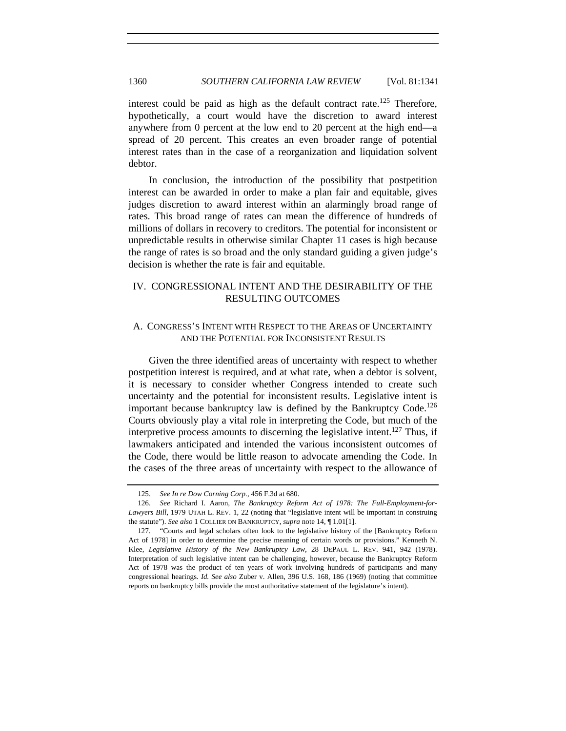interest could be paid as high as the default contract rate.[125] Therefore, hypothetically, a court would have the discretion to award interest anywhere from 0 percent at the low end to 20 percent at the high end—a spread of 20 percent. This creates an even broader range of potential interest rates than in the case of a reorganization and liquidation solvent debtor.

In conclusion, the introduction of the possibility that postpetition interest can be awarded in order to make a plan fair and equitable, gives judges discretion to award interest within an alarmingly broad range of rates. This broad range of rates can mean the difference of hundreds of millions of dollars in recovery to creditors. The potential for inconsistent or unpredictable results in otherwise similar Chapter 11 cases is high because the range of rates is so broad and the only standard guiding a given judge's decision is whether the rate is fair and equitable.

## IV. CONGRESSIONAL INTENT AND THE DESIRABILITY OF THE RESULTING OUTCOMES

### A. CONGRESS'S INTENT WITH RESPECT TO THE AREAS OF UNCERTAINTY AND THE POTENTIAL FOR INCONSISTENT RESULTS

Given the three identified areas of uncertainty with respect to whether postpetition interest is required, and at what rate, when a debtor is solvent, it is necessary to consider whether Congress intended to create such uncertainty and the potential for inconsistent results. Legislative intent is important because bankruptcy law is defined by the Bankruptcy Code.[126] Courts obviously play a vital role in interpreting the Code, but much of the interpretive process amounts to discerning the legislative intent.[127] Thus, if lawmakers anticipated and intended the various inconsistent outcomes of the Code, there would be little reason to advocate amending the Code. In the cases of the three areas of uncertainty with respect to the allowance of

---

125. *See In re Dow Corning Corp.*, 456 F.3d at 680.

126. *See* Richard I. Aaron, *The Bankruptcy Reform Act of 1978: The Full-Employment-for-Lawyers Bill*, 1979 UTAH L. REV. 1, 22 (noting that "legislative intent will be important in construing the statute"). *See also* 1 COLLIER ON BANKRUPTCY, *supra* note 14, ¶ 1.01[1].

127. "Courts and legal scholars often look to the legislative history of the [Bankruptcy Reform Act of 1978] in order to determine the precise meaning of certain words or provisions." Kenneth N. Klee, *Legislative History of the New Bankruptcy Law*, 28 DEPAUL L. REV. 941, 942 (1978). Interpretation of such legislative intent can be challenging, however, because the Bankruptcy Reform Act of 1978 was the product of ten years of work involving hundreds of participants and many congressional hearings. *Id. See also* Zuber v. Allen, 396 U.S. 168, 186 (1969) (noting that committee reports on bankruptcy bills provide the most authoritative statement of the legislature's intent).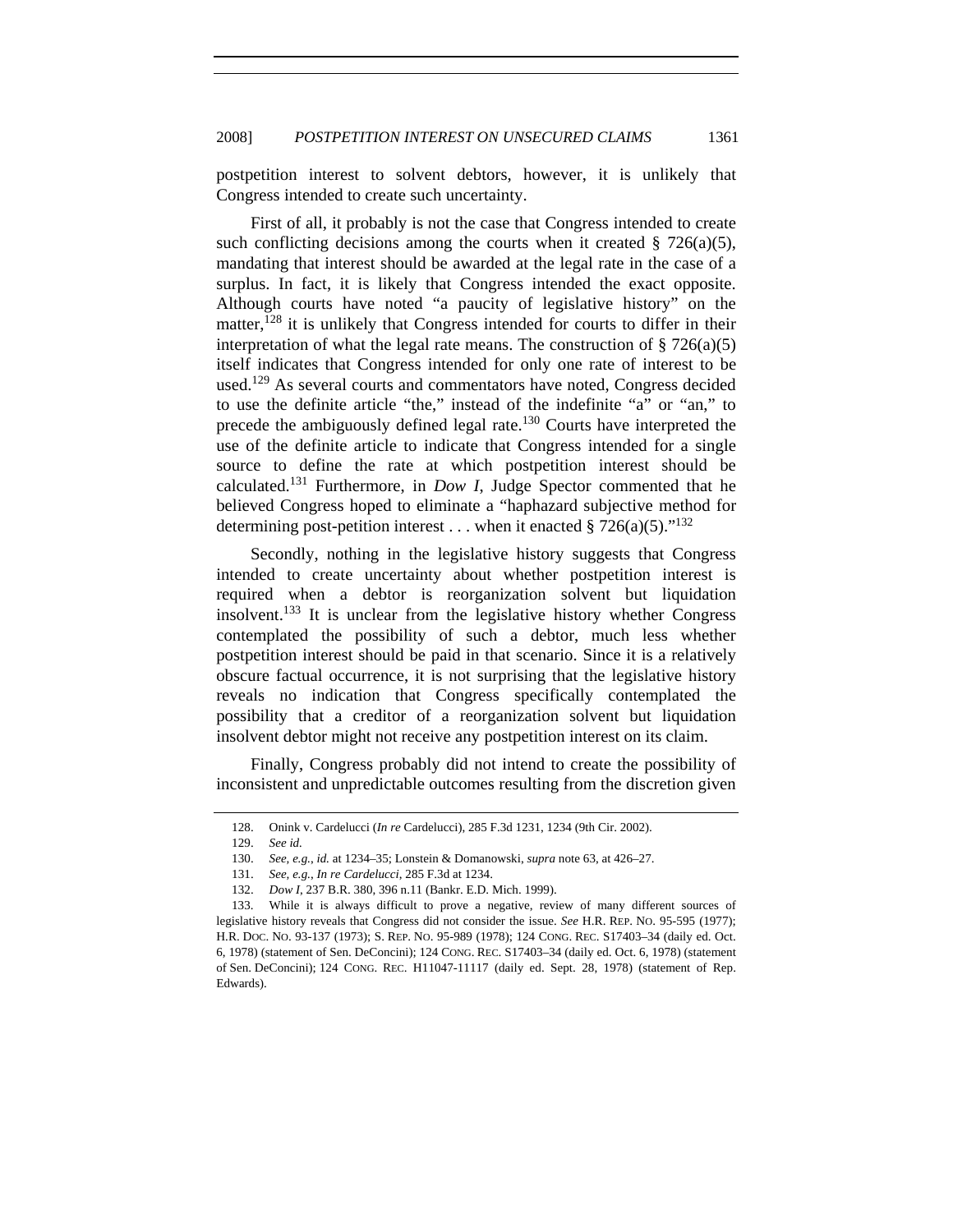postpetition interest to solvent debtors, however, it is unlikely that Congress intended to create such uncertainty.

First of all, it probably is not the case that Congress intended to create such conflicting decisions among the courts when it created § 726(a)(5), mandating that interest should be awarded at the legal rate in the case of a surplus. In fact, it is likely that Congress intended the exact opposite. Although courts have noted "a paucity of legislative history" on the matter,[128] it is unlikely that Congress intended for courts to differ in their interpretation of what the legal rate means. The construction of § 726(a)(5) itself indicates that Congress intended for only one rate of interest to be used.[129] As several courts and commentators have noted, Congress decided to use the definite article "the," instead of the indefinite "a" or "an," to precede the ambiguously defined legal rate.[130] Courts have interpreted the use of the definite article to indicate that Congress intended for a single source to define the rate at which postpetition interest should be calculated.[131] Furthermore, in *Dow I*, Judge Spector commented that he believed Congress hoped to eliminate a "haphazard subjective method for determining post-petition interest . . . when it enacted § 726(a)(5)."[132]

Secondly, nothing in the legislative history suggests that Congress intended to create uncertainty about whether postpetition interest is required when a debtor is reorganization solvent but liquidation insolvent.[133] It is unclear from the legislative history whether Congress contemplated the possibility of such a debtor, much less whether postpetition interest should be paid in that scenario. Since it is a relatively obscure factual occurrence, it is not surprising that the legislative history reveals no indication that Congress specifically contemplated the possibility that a creditor of a reorganization solvent but liquidation insolvent debtor might not receive any postpetition interest on its claim.

Finally, Congress probably did not intend to create the possibility of inconsistent and unpredictable outcomes resulting from the discretion given

---

128. Onink v. Cardelucci (*In re* Cardelucci), 285 F.3d 1231, 1234 (9th Cir. 2002).

129. *See id.*

130. *See, e.g.*, *id.* at 1234–35; Lonstein & Domanowski, *supra* note 63, at 426–27.

131. *See, e.g.*, *In re Cardelucci*, 285 F.3d at 1234.

132. *Dow I*, 237 B.R. 380, 396 n.11 (Bankr. E.D. Mich. 1999).

133. While it is always difficult to prove a negative, review of many different sources of legislative history reveals that Congress did not consider the issue. *See* H.R. REP. NO. 95-595 (1977); H.R. DOC. NO. 93-137 (1973); S. REP. NO. 95-989 (1978); 124 CONG. REC. S17403–34 (daily ed. Oct. 6, 1978) (statement of Sen. DeConcini); 124 CONG. REC. S17403–34 (daily ed. Oct. 6, 1978) (statement of Sen. DeConcini); 124 CONG. REC. H11047-11117 (daily ed. Sept. 28, 1978) (statement of Rep. Edwards).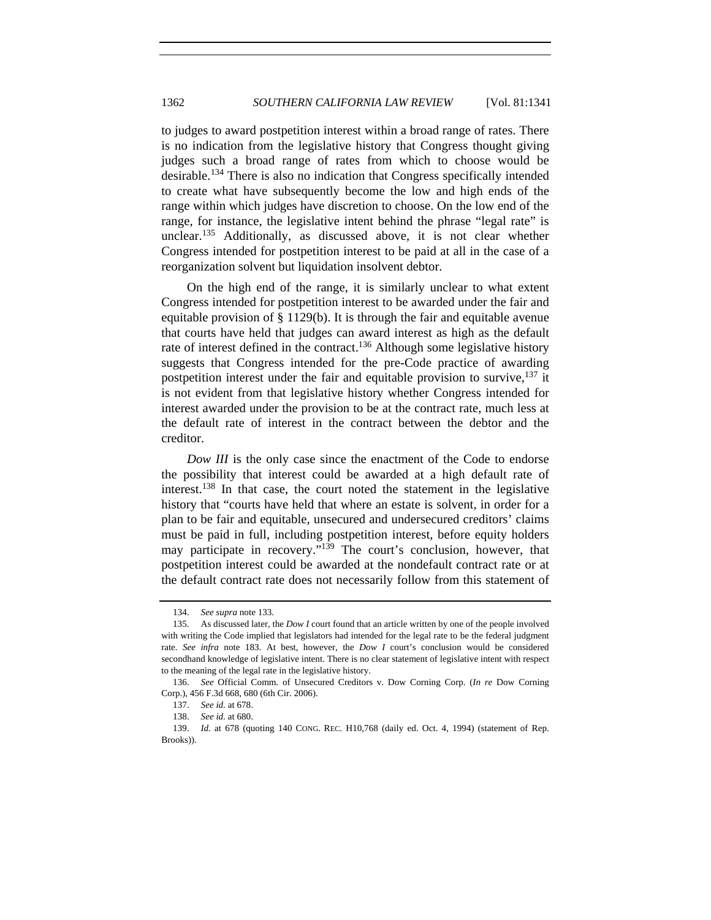to judges to award postpetition interest within a broad range of rates. There is no indication from the legislative history that Congress thought giving judges such a broad range of rates from which to choose would be desirable.[134] There is also no indication that Congress specifically intended to create what have subsequently become the low and high ends of the range within which judges have discretion to choose. On the low end of the range, for instance, the legislative intent behind the phrase "legal rate" is unclear.[135] Additionally, as discussed above, it is not clear whether Congress intended for postpetition interest to be paid at all in the case of a reorganization solvent but liquidation insolvent debtor.

On the high end of the range, it is similarly unclear to what extent Congress intended for postpetition interest to be awarded under the fair and equitable provision of § 1129(b). It is through the fair and equitable avenue that courts have held that judges can award interest as high as the default rate of interest defined in the contract.[136] Although some legislative history suggests that Congress intended for the pre-Code practice of awarding postpetition interest under the fair and equitable provision to survive,[137] it is not evident from that legislative history whether Congress intended for interest awarded under the provision to be at the contract rate, much less at the default rate of interest in the contract between the debtor and the creditor.

*Dow III* is the only case since the enactment of the Code to endorse the possibility that interest could be awarded at a high default rate of interest.[138] In that case, the court noted the statement in the legislative history that "courts have held that where an estate is solvent, in order for a plan to be fair and equitable, unsecured and undersecured creditors' claims must be paid in full, including postpetition interest, before equity holders may participate in recovery."[139] The court's conclusion, however, that postpetition interest could be awarded at the nondefault contract rate or at the default contract rate does not necessarily follow from this statement of

134. *See supra* note 133.

135. As discussed later, the *Dow I* court found that an article written by one of the people involved with writing the Code implied that legislators had intended for the legal rate to be the federal judgment rate. *See infra* note 183. At best, however, the *Dow I* court's conclusion would be considered secondhand knowledge of legislative intent. There is no clear statement of legislative intent with respect to the meaning of the legal rate in the legislative history.

136. *See* Official Comm. of Unsecured Creditors v. Dow Corning Corp. (*In re* Dow Corning Corp.), 456 F.3d 668, 680 (6th Cir. 2006).

137. *See id.* at 678.

138. *See id.* at 680.

139. *Id.* at 678 (quoting 140 CONG. REC. H10,768 (daily ed. Oct. 4, 1994) (statement of Rep. Brooks)).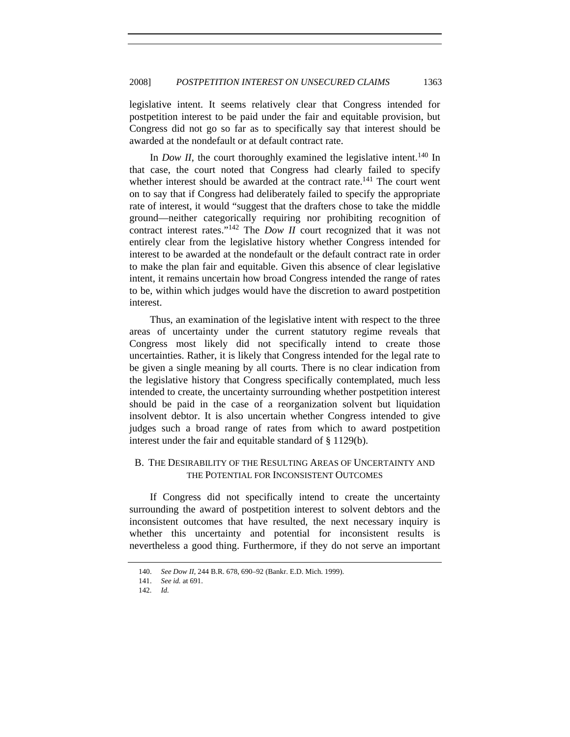legislative intent. It seems relatively clear that Congress intended for postpetition interest to be paid under the fair and equitable provision, but Congress did not go so far as to specifically say that interest should be awarded at the nondefault or at default contract rate.

In *Dow II*, the court thoroughly examined the legislative intent.[140] In that case, the court noted that Congress had clearly failed to specify whether interest should be awarded at the contract rate.[141] The court went on to say that if Congress had deliberately failed to specify the appropriate rate of interest, it would "suggest that the drafters chose to take the middle ground—neither categorically requiring nor prohibiting recognition of contract interest rates."[142] The *Dow II* court recognized that it was not entirely clear from the legislative history whether Congress intended for interest to be awarded at the nondefault or the default contract rate in order to make the plan fair and equitable. Given this absence of clear legislative intent, it remains uncertain how broad Congress intended the range of rates to be, within which judges would have the discretion to award postpetition interest.

Thus, an examination of the legislative intent with respect to the three areas of uncertainty under the current statutory regime reveals that Congress most likely did not specifically intend to create those uncertainties. Rather, it is likely that Congress intended for the legal rate to be given a single meaning by all courts. There is no clear indication from the legislative history that Congress specifically contemplated, much less intended to create, the uncertainty surrounding whether postpetition interest should be paid in the case of a reorganization solvent but liquidation insolvent debtor. It is also uncertain whether Congress intended to give judges such a broad range of rates from which to award postpetition interest under the fair and equitable standard of § 1129(b).

## B. The Desirability of the Resulting Areas of Uncertainty and the Potential for Inconsistent Outcomes

If Congress did not specifically intend to create the uncertainty surrounding the award of postpetition interest to solvent debtors and the inconsistent outcomes that have resulted, the next necessary inquiry is whether this uncertainty and potential for inconsistent results is nevertheless a good thing. Furthermore, if they do not serve an important

---

140. *See Dow II*, 244 B.R. 678, 690–92 (Bankr. E.D. Mich. 1999).

141. *See id.* at 691.

142. *Id.*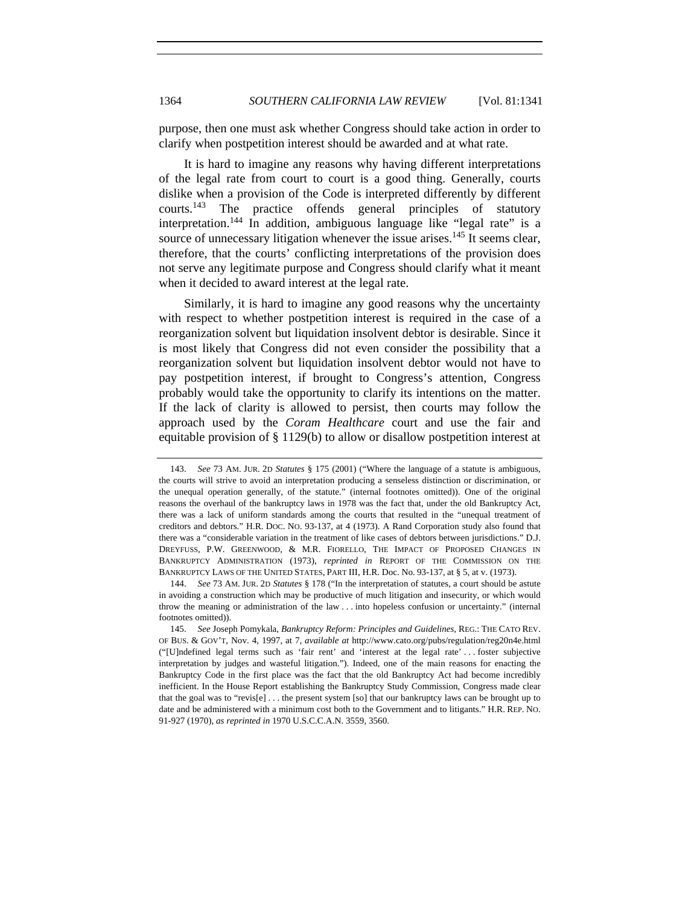purpose, then one must ask whether Congress should take action in order to clarify when postpetition interest should be awarded and at what rate.

It is hard to imagine any reasons why having different interpretations of the legal rate from court to court is a good thing. Generally, courts dislike when a provision of the Code is interpreted differently by different courts.[143] The practice offends general principles of statutory interpretation.[144] In addition, ambiguous language like "legal rate" is a source of unnecessary litigation whenever the issue arises.[145] It seems clear, therefore, that the courts' conflicting interpretations of the provision does not serve any legitimate purpose and Congress should clarify what it meant when it decided to award interest at the legal rate.

Similarly, it is hard to imagine any good reasons why the uncertainty with respect to whether postpetition interest is required in the case of a reorganization solvent but liquidation insolvent debtor is desirable. Since it is most likely that Congress did not even consider the possibility that a reorganization solvent but liquidation insolvent debtor would not have to pay postpetition interest, if brought to Congress's attention, Congress probably would take the opportunity to clarify its intentions on the matter. If the lack of clarity is allowed to persist, then courts may follow the approach used by the *Coram Healthcare* court and use the fair and equitable provision of § 1129(b) to allow or disallow postpetition interest at

---

143. *See* 73 AM. JUR. 2D *Statutes* § 175 (2001) ("Where the language of a statute is ambiguous, the courts will strive to avoid an interpretation producing a senseless distinction or discrimination, or the unequal operation generally, of the statute." (internal footnotes omitted)). One of the original reasons the overhaul of the bankruptcy laws in 1978 was the fact that, under the old Bankruptcy Act, there was a lack of uniform standards among the courts that resulted in the "unequal treatment of creditors and debtors." H.R. DOC. NO. 93-137, at 4 (1973). A Rand Corporation study also found that there was a "considerable variation in the treatment of like cases of debtors between jurisdictions." D.J. DREYFUSS, P.W. GREENWOOD, & M.R. FIORELLO, THE IMPACT OF PROPOSED CHANGES IN BANKRUPTCY ADMINISTRATION (1973), *reprinted in* REPORT OF THE COMMISSION ON THE BANKRUPTCY LAWS OF THE UNITED STATES, PART III, H.R. Doc. No. 93-137, at § 5, at v. (1973).

144. *See* 73 AM. JUR. 2D *Statutes* § 178 ("In the interpretation of statutes, a court should be astute in avoiding a construction which may be productive of much litigation and insecurity, or which would throw the meaning or administration of the law . . . into hopeless confusion or uncertainty." (internal footnotes omitted)).

145. *See* Joseph Pomykala, *Bankruptcy Reform: Principles and Guidelines*, REG.: THE CATO REV. OF BUS. & GOV'T, Nov. 4, 1997, at 7, *available at* http://www.cato.org/pubs/regulation/reg20n4e.html ("[U]ndefined legal terms such as 'fair rent' and 'interest at the legal rate' . . . foster subjective interpretation by judges and wasteful litigation."). Indeed, one of the main reasons for enacting the Bankruptcy Code in the first place was the fact that the old Bankruptcy Act had become incredibly inefficient. In the House Report establishing the Bankruptcy Study Commission, Congress made clear that the goal was to "revis[e] . . . the present system [so] that our bankruptcy laws can be brought up to date and be administered with a minimum cost both to the Government and to litigants." H.R. REP. NO. 91-927 (1970), *as reprinted in* 1970 U.S.C.C.A.N. 3559, 3560.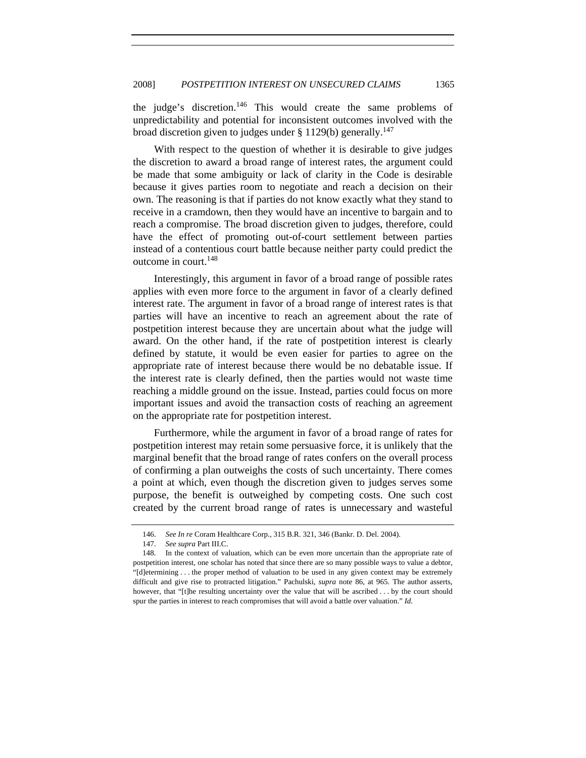the judge's discretion.[146] This would create the same problems of unpredictability and potential for inconsistent outcomes involved with the broad discretion given to judges under § 1129(b) generally.[147]

With respect to the question of whether it is desirable to give judges the discretion to award a broad range of interest rates, the argument could be made that some ambiguity or lack of clarity in the Code is desirable because it gives parties room to negotiate and reach a decision on their own. The reasoning is that if parties do not know exactly what they stand to receive in a cramdown, then they would have an incentive to bargain and to reach a compromise. The broad discretion given to judges, therefore, could have the effect of promoting out-of-court settlement between parties instead of a contentious court battle because neither party could predict the outcome in court.[148]

Interestingly, this argument in favor of a broad range of possible rates applies with even more force to the argument in favor of a clearly defined interest rate. The argument in favor of a broad range of interest rates is that parties will have an incentive to reach an agreement about the rate of postpetition interest because they are uncertain about what the judge will award. On the other hand, if the rate of postpetition interest is clearly defined by statute, it would be even easier for parties to agree on the appropriate rate of interest because there would be no debatable issue. If the interest rate is clearly defined, then the parties would not waste time reaching a middle ground on the issue. Instead, parties could focus on more important issues and avoid the transaction costs of reaching an agreement on the appropriate rate for postpetition interest.

Furthermore, while the argument in favor of a broad range of rates for postpetition interest may retain some persuasive force, it is unlikely that the marginal benefit that the broad range of rates confers on the overall process of confirming a plan outweighs the costs of such uncertainty. There comes a point at which, even though the discretion given to judges serves some purpose, the benefit is outweighed by competing costs. One such cost created by the current broad range of rates is unnecessary and wasteful

---

146. *See In re* Coram Healthcare Corp., 315 B.R. 321, 346 (Bankr. D. Del. 2004).

147. *See supra* Part III.C.

148. In the context of valuation, which can be even more uncertain than the appropriate rate of postpetition interest, one scholar has noted that since there are so many possible ways to value a debtor, "[d]etermining . . . the proper method of valuation to be used in any given context may be extremely difficult and give rise to protracted litigation." Pachulski, *supra* note 86, at 965. The author asserts, however, that "[t]he resulting uncertainty over the value that will be ascribed . . . by the court should spur the parties in interest to reach compromises that will avoid a battle over valuation." *Id.*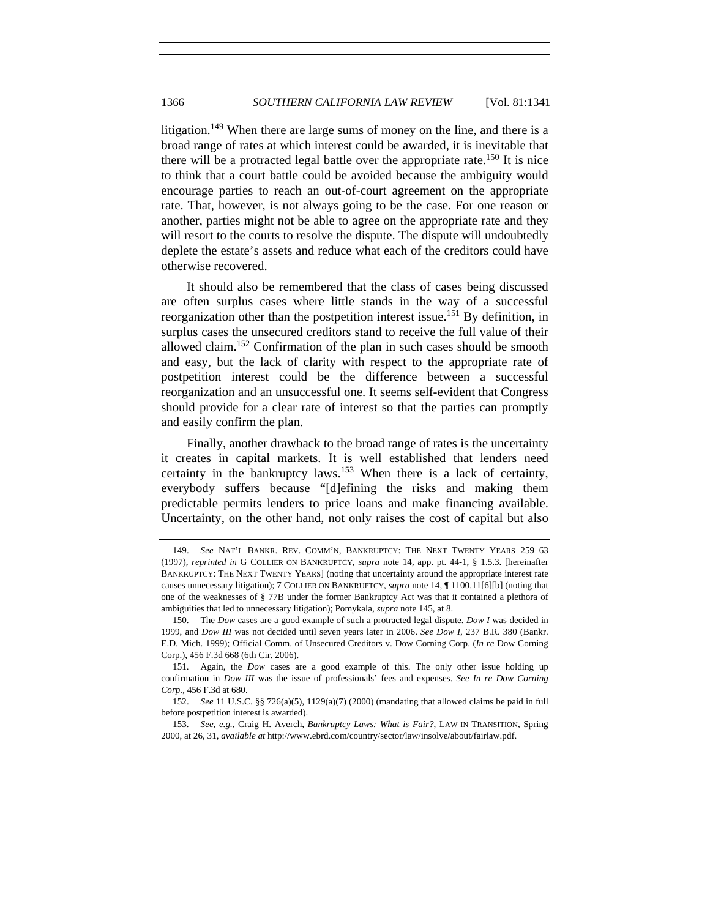litigation.[149] When there are large sums of money on the line, and there is a broad range of rates at which interest could be awarded, it is inevitable that there will be a protracted legal battle over the appropriate rate.[150] It is nice to think that a court battle could be avoided because the ambiguity would encourage parties to reach an out-of-court agreement on the appropriate rate. That, however, is not always going to be the case. For one reason or another, parties might not be able to agree on the appropriate rate and they will resort to the courts to resolve the dispute. The dispute will undoubtedly deplete the estate's assets and reduce what each of the creditors could have otherwise recovered.

It should also be remembered that the class of cases being discussed are often surplus cases where little stands in the way of a successful reorganization other than the postpetition interest issue.[151] By definition, in surplus cases the unsecured creditors stand to receive the full value of their allowed claim.[152] Confirmation of the plan in such cases should be smooth and easy, but the lack of clarity with respect to the appropriate rate of postpetition interest could be the difference between a successful reorganization and an unsuccessful one. It seems self-evident that Congress should provide for a clear rate of interest so that the parties can promptly and easily confirm the plan.

Finally, another drawback to the broad range of rates is the uncertainty it creates in capital markets. It is well established that lenders need certainty in the bankruptcy laws.[153] When there is a lack of certainty, everybody suffers because "[d]efining the risks and making them predictable permits lenders to price loans and make financing available. Uncertainty, on the other hand, not only raises the cost of capital but also

---

149. *See* NAT'L BANKR. REV. COMM'N, BANKRUPTCY: THE NEXT TWENTY YEARS 259–63 (1997), *reprinted in* G COLLIER ON BANKRUPTCY, *supra* note 14, app. pt. 44-1, § 1.5.3. [hereinafter BANKRUPTCY: THE NEXT TWENTY YEARS] (noting that uncertainty around the appropriate interest rate causes unnecessary litigation); 7 COLLIER ON BANKRUPTCY, *supra* note 14, ¶ 1100.11[6][b] (noting that one of the weaknesses of § 77B under the former Bankruptcy Act was that it contained a plethora of ambiguities that led to unnecessary litigation); Pomykala, *supra* note 145, at 8.

150. The *Dow* cases are a good example of such a protracted legal dispute. *Dow I* was decided in 1999, and *Dow III* was not decided until seven years later in 2006. *See Dow I*, 237 B.R. 380 (Bankr. E.D. Mich. 1999); Official Comm. of Unsecured Creditors v. Dow Corning Corp. (*In re* Dow Corning Corp.), 456 F.3d 668 (6th Cir. 2006).

151. Again, the *Dow* cases are a good example of this. The only other issue holding up confirmation in *Dow III* was the issue of professionals' fees and expenses. *See In re Dow Corning Corp.*, 456 F.3d at 680.

152. *See* 11 U.S.C. §§ 726(a)(5), 1129(a)(7) (2000) (mandating that allowed claims be paid in full before postpetition interest is awarded).

153. *See, e.g.*, Craig H. Averch, *Bankruptcy Laws: What is Fair?*, LAW IN TRANSITION, Spring 2000, at 26, 31, *available at* http://www.ebrd.com/country/sector/law/insolve/about/fairlaw.pdf.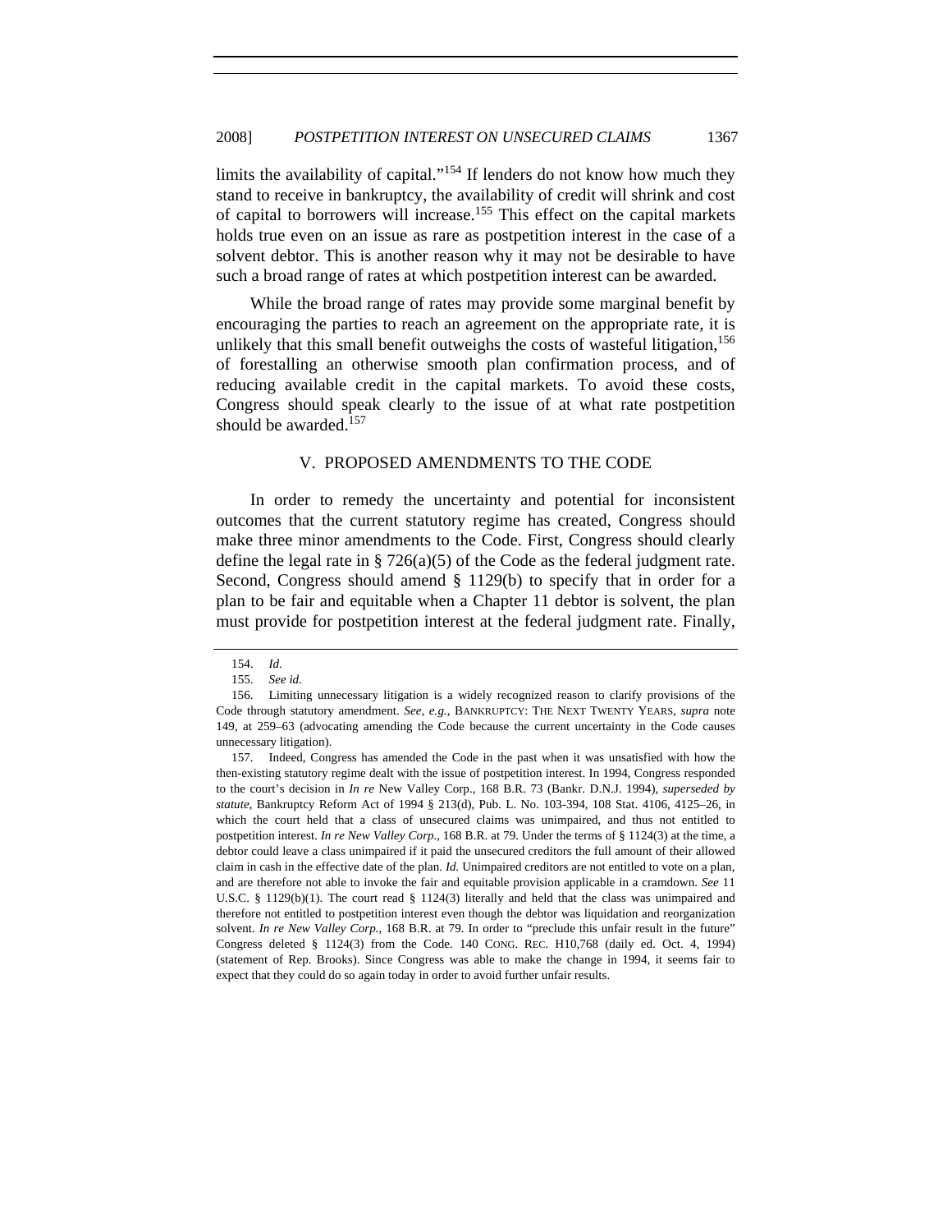limits the availability of capital."[154] If lenders do not know how much they stand to receive in bankruptcy, the availability of credit will shrink and cost of capital to borrowers will increase.[155] This effect on the capital markets holds true even on an issue as rare as postpetition interest in the case of a solvent debtor. This is another reason why it may not be desirable to have such a broad range of rates at which postpetition interest can be awarded.

While the broad range of rates may provide some marginal benefit by encouraging the parties to reach an agreement on the appropriate rate, it is unlikely that this small benefit outweighs the costs of wasteful litigation,[156] of forestalling an otherwise smooth plan confirmation process, and of reducing available credit in the capital markets. To avoid these costs, Congress should speak clearly to the issue of at what rate postpetition should be awarded.[157]

## V. PROPOSED AMENDMENTS TO THE CODE

In order to remedy the uncertainty and potential for inconsistent outcomes that the current statutory regime has created, Congress should make three minor amendments to the Code. First, Congress should clearly define the legal rate in § 726(a)(5) of the Code as the federal judgment rate. Second, Congress should amend § 1129(b) to specify that in order for a plan to be fair and equitable when a Chapter 11 debtor is solvent, the plan must provide for postpetition interest at the federal judgment rate. Finally,

---

154. *Id.*

155. *See id.*

156. Limiting unnecessary litigation is a widely recognized reason to clarify provisions of the Code through statutory amendment. *See, e.g.*, BANKRUPTCY: THE NEXT TWENTY YEARS, *supra* note 149, at 259–63 (advocating amending the Code because the current uncertainty in the Code causes unnecessary litigation).

157. Indeed, Congress has amended the Code in the past when it was unsatisfied with how the then-existing statutory regime dealt with the issue of postpetition interest. In 1994, Congress responded to the court's decision in *In re* New Valley Corp., 168 B.R. 73 (Bankr. D.N.J. 1994), *superseded by statute*, Bankruptcy Reform Act of 1994 § 213(d), Pub. L. No. 103-394, 108 Stat. 4106, 4125–26, in which the court held that a class of unsecured claims was unimpaired, and thus not entitled to postpetition interest. *In re New Valley Corp.*, 168 B.R. at 79. Under the terms of § 1124(3) at the time, a debtor could leave a class unimpaired if it paid the unsecured creditors the full amount of their allowed claim in cash in the effective date of the plan. *Id.* Unimpaired creditors are not entitled to vote on a plan, and are therefore not able to invoke the fair and equitable provision applicable in a cramdown. *See* 11 U.S.C. § 1129(b)(1). The court read § 1124(3) literally and held that the class was unimpaired and therefore not entitled to postpetition interest even though the debtor was liquidation and reorganization solvent. *In re New Valley Corp.*, 168 B.R. at 79. In order to "preclude this unfair result in the future" Congress deleted § 1124(3) from the Code. 140 CONG. REC. H10,768 (daily ed. Oct. 4, 1994) (statement of Rep. Brooks). Since Congress was able to make the change in 1994, it seems fair to expect that they could do so again today in order to avoid further unfair results.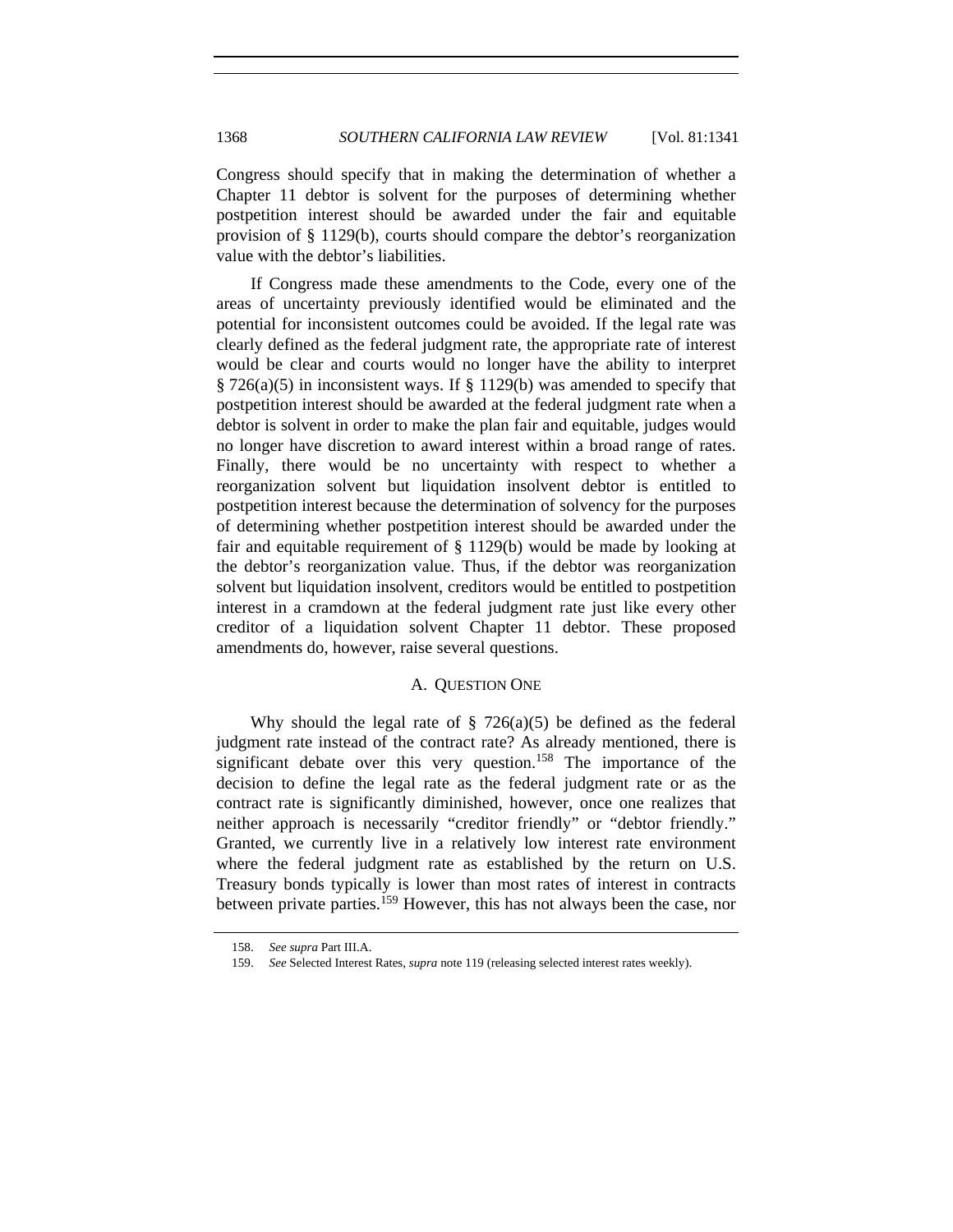Congress should specify that in making the determination of whether a Chapter 11 debtor is solvent for the purposes of determining whether postpetition interest should be awarded under the fair and equitable provision of § 1129(b), courts should compare the debtor's reorganization value with the debtor's liabilities.

If Congress made these amendments to the Code, every one of the areas of uncertainty previously identified would be eliminated and the potential for inconsistent outcomes could be avoided. If the legal rate was clearly defined as the federal judgment rate, the appropriate rate of interest would be clear and courts would no longer have the ability to interpret § 726(a)(5) in inconsistent ways. If § 1129(b) was amended to specify that postpetition interest should be awarded at the federal judgment rate when a debtor is solvent in order to make the plan fair and equitable, judges would no longer have discretion to award interest within a broad range of rates. Finally, there would be no uncertainty with respect to whether a reorganization solvent but liquidation insolvent debtor is entitled to postpetition interest because the determination of solvency for the purposes of determining whether postpetition interest should be awarded under the fair and equitable requirement of § 1129(b) would be made by looking at the debtor's reorganization value. Thus, if the debtor was reorganization solvent but liquidation insolvent, creditors would be entitled to postpetition interest in a cramdown at the federal judgment rate just like every other creditor of a liquidation solvent Chapter 11 debtor. These proposed amendments do, however, raise several questions.

### A. Question One

Why should the legal rate of § 726(a)(5) be defined as the federal judgment rate instead of the contract rate? As already mentioned, there is significant debate over this very question.[158] The importance of the decision to define the legal rate as the federal judgment rate or as the contract rate is significantly diminished, however, once one realizes that neither approach is necessarily "creditor friendly" or "debtor friendly." Granted, we currently live in a relatively low interest rate environment where the federal judgment rate as established by the return on U.S. Treasury bonds typically is lower than most rates of interest in contracts between private parties.[159] However, this has not always been the case, nor

158. *See supra* Part III.A.

159. *See* Selected Interest Rates, *supra* note 119 (releasing selected interest rates weekly).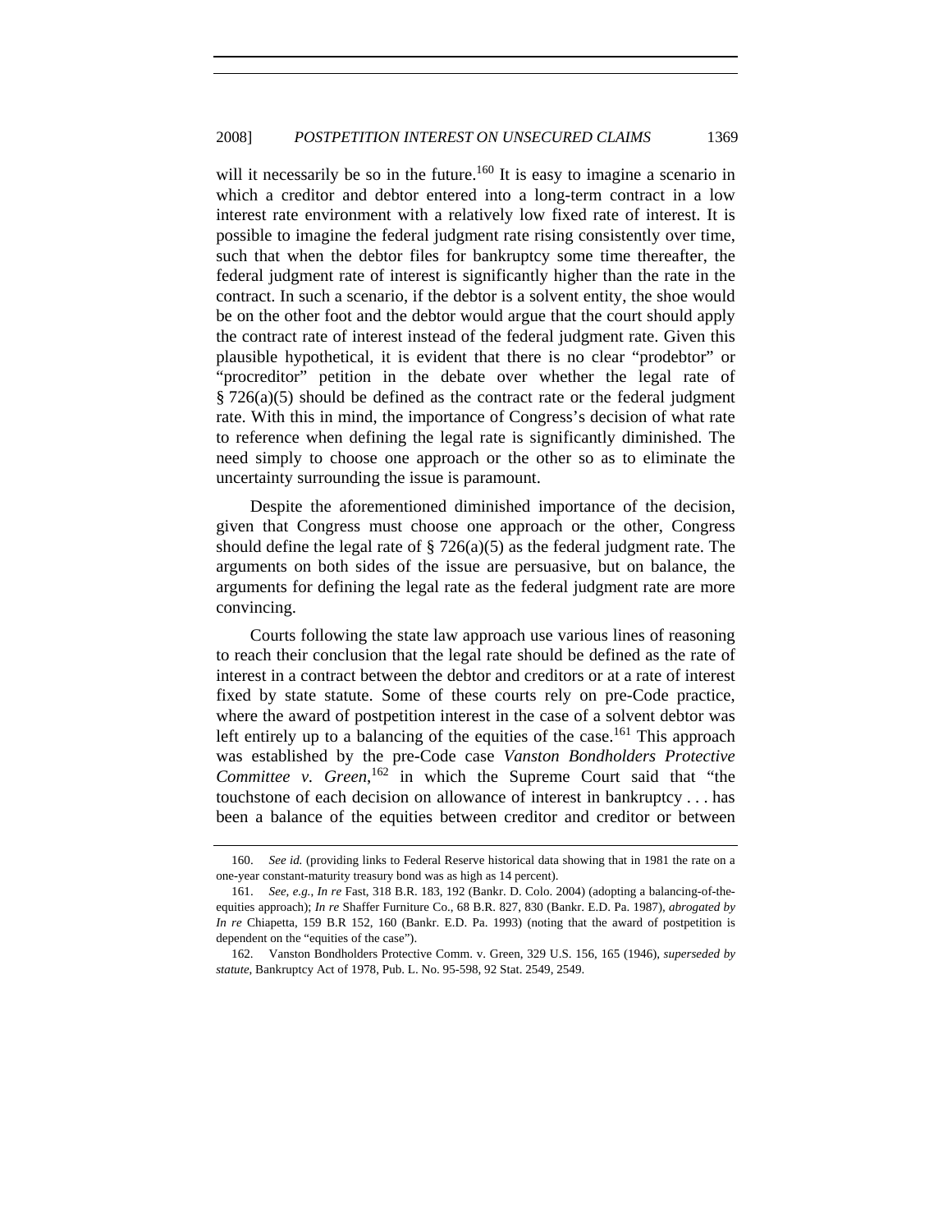will it necessarily be so in the future.[160] It is easy to imagine a scenario in which a creditor and debtor entered into a long-term contract in a low interest rate environment with a relatively low fixed rate of interest. It is possible to imagine the federal judgment rate rising consistently over time, such that when the debtor files for bankruptcy some time thereafter, the federal judgment rate of interest is significantly higher than the rate in the contract. In such a scenario, if the debtor is a solvent entity, the shoe would be on the other foot and the debtor would argue that the court should apply the contract rate of interest instead of the federal judgment rate. Given this plausible hypothetical, it is evident that there is no clear "prodebtor" or "procreditor" petition in the debate over whether the legal rate of § 726(a)(5) should be defined as the contract rate or the federal judgment rate. With this in mind, the importance of Congress's decision of what rate to reference when defining the legal rate is significantly diminished. The need simply to choose one approach or the other so as to eliminate the uncertainty surrounding the issue is paramount.

Despite the aforementioned diminished importance of the decision, given that Congress must choose one approach or the other, Congress should define the legal rate of § 726(a)(5) as the federal judgment rate. The arguments on both sides of the issue are persuasive, but on balance, the arguments for defining the legal rate as the federal judgment rate are more convincing.

Courts following the state law approach use various lines of reasoning to reach their conclusion that the legal rate should be defined as the rate of interest in a contract between the debtor and creditors or at a rate of interest fixed by state statute. Some of these courts rely on pre-Code practice, where the award of postpetition interest in the case of a solvent debtor was left entirely up to a balancing of the equities of the case.[161] This approach was established by the pre-Code case *Vanston Bondholders Protective Committee v. Green*,[162] in which the Supreme Court said that "the touchstone of each decision on allowance of interest in bankruptcy . . . has been a balance of the equities between creditor and creditor or between

---

160. *See id.* (providing links to Federal Reserve historical data showing that in 1981 the rate on a one-year constant-maturity treasury bond was as high as 14 percent).

161. *See, e.g.*, *In re* Fast, 318 B.R. 183, 192 (Bankr. D. Colo. 2004) (adopting a balancing-of-the-equities approach); *In re* Shaffer Furniture Co., 68 B.R. 827, 830 (Bankr. E.D. Pa. 1987), *abrogated by In re* Chiapetta, 159 B.R 152, 160 (Bankr. E.D. Pa. 1993) (noting that the award of postpetition is dependent on the "equities of the case").

162. Vanston Bondholders Protective Comm. v. Green, 329 U.S. 156, 165 (1946), *superseded by statute*, Bankruptcy Act of 1978, Pub. L. No. 95-598, 92 Stat. 2549, 2549.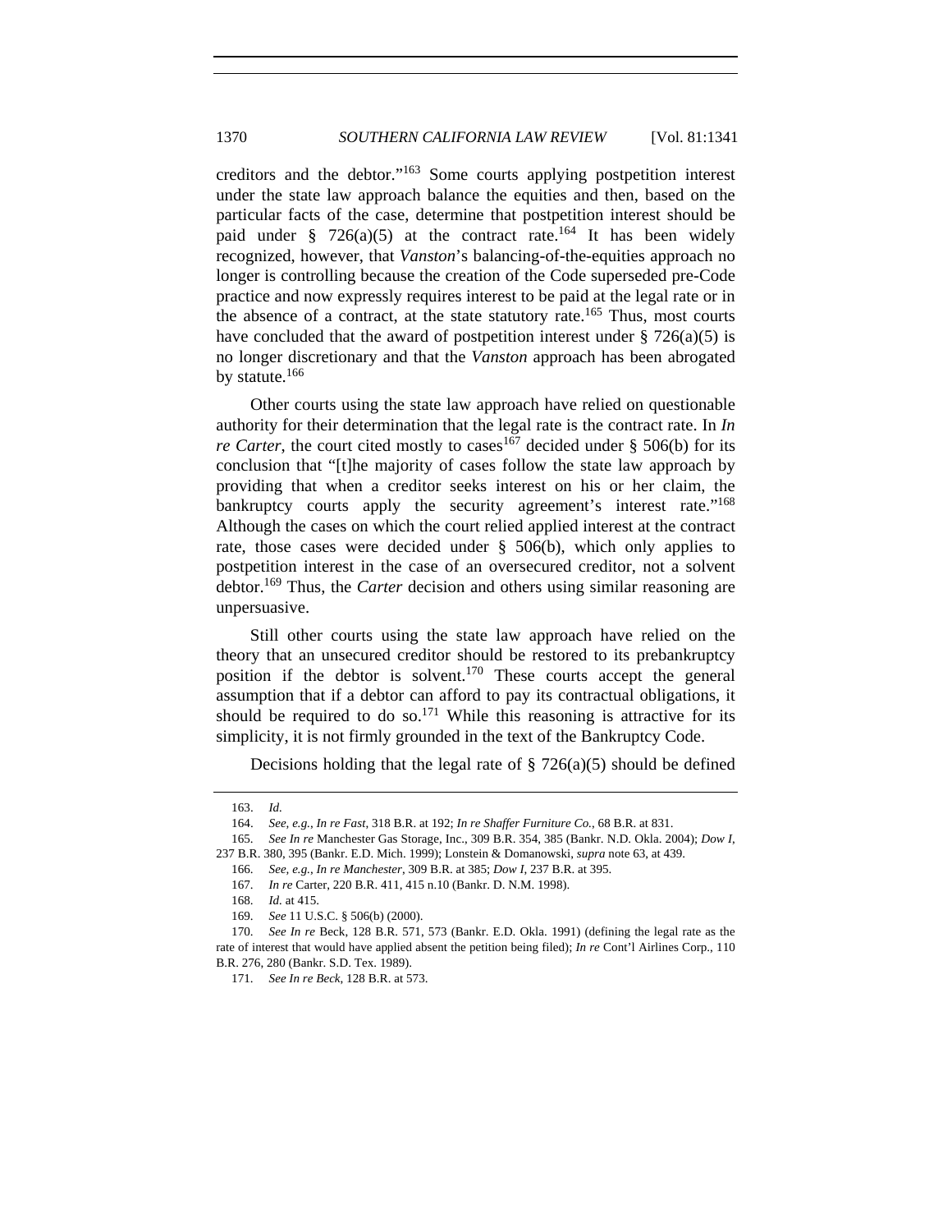creditors and the debtor."[163] Some courts applying postpetition interest under the state law approach balance the equities and then, based on the particular facts of the case, determine that postpetition interest should be paid under § 726(a)(5) at the contract rate.[164] It has been widely recognized, however, that *Vanston*'s balancing-of-the-equities approach no longer is controlling because the creation of the Code superseded pre-Code practice and now expressly requires interest to be paid at the legal rate or in the absence of a contract, at the state statutory rate.[165] Thus, most courts have concluded that the award of postpetition interest under § 726(a)(5) is no longer discretionary and that the *Vanston* approach has been abrogated by statute.[166]

Other courts using the state law approach have relied on questionable authority for their determination that the legal rate is the contract rate. In *In re Carter*, the court cited mostly to cases[167] decided under § 506(b) for its conclusion that "[t]he majority of cases follow the state law approach by providing that when a creditor seeks interest on his or her claim, the bankruptcy courts apply the security agreement's interest rate."[168] Although the cases on which the court relied applied interest at the contract rate, those cases were decided under § 506(b), which only applies to postpetition interest in the case of an oversecured creditor, not a solvent debtor.[169] Thus, the *Carter* decision and others using similar reasoning are unpersuasive.

Still other courts using the state law approach have relied on the theory that an unsecured creditor should be restored to its prebankruptcy position if the debtor is solvent.[170] These courts accept the general assumption that if a debtor can afford to pay its contractual obligations, it should be required to do so.[171] While this reasoning is attractive for its simplicity, it is not firmly grounded in the text of the Bankruptcy Code.

Decisions holding that the legal rate of § 726(a)(5) should be defined

---

163. *Id.*

164. *See, e.g.*, *In re Fast*, 318 B.R. at 192; *In re Shaffer Furniture Co.*, 68 B.R. at 831.

165. *See In re* Manchester Gas Storage, Inc., 309 B.R. 354, 385 (Bankr. N.D. Okla. 2004); *Dow I*, 237 B.R. 380, 395 (Bankr. E.D. Mich. 1999); Lonstein & Domanowski, *supra* note 63, at 439.

166. *See, e.g.*, *In re Manchester*, 309 B.R. at 385; *Dow I*, 237 B.R. at 395.

167. *In re* Carter, 220 B.R. 411, 415 n.10 (Bankr. D. N.M. 1998).

168. *Id.* at 415.

169. *See* 11 U.S.C. § 506(b) (2000).

170. *See In re* Beck, 128 B.R. 571, 573 (Bankr. E.D. Okla. 1991) (defining the legal rate as the rate of interest that would have applied absent the petition being filed); *In re* Cont'l Airlines Corp., 110 B.R. 276, 280 (Bankr. S.D. Tex. 1989).

171. *See In re Beck*, 128 B.R. at 573.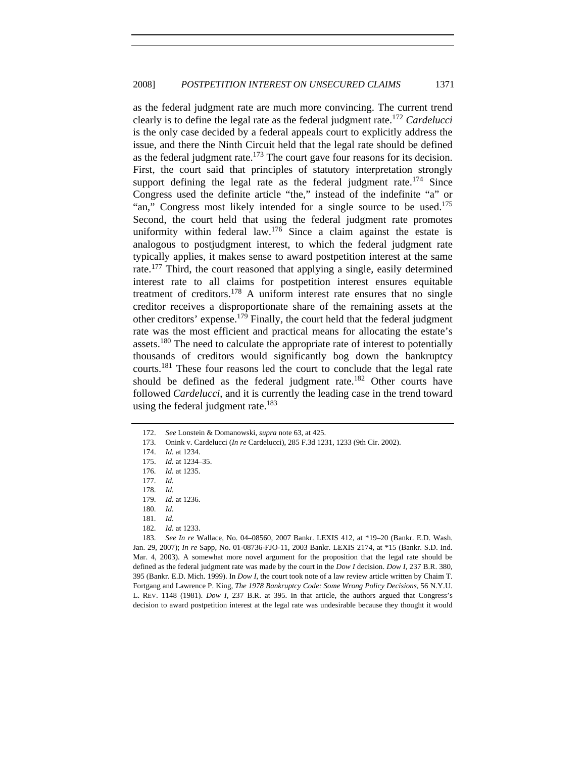as the federal judgment rate are much more convincing. The current trend clearly is to define the legal rate as the federal judgment rate.[172] *Cardelucci* is the only case decided by a federal appeals court to explicitly address the issue, and there the Ninth Circuit held that the legal rate should be defined as the federal judgment rate.[173] The court gave four reasons for its decision. First, the court said that principles of statutory interpretation strongly support defining the legal rate as the federal judgment rate.[174] Since Congress used the definite article "the," instead of the indefinite "a" or "an," Congress most likely intended for a single source to be used.[175] Second, the court held that using the federal judgment rate promotes uniformity within federal law.[176] Since a claim against the estate is analogous to postjudgment interest, to which the federal judgment rate typically applies, it makes sense to award postpetition interest at the same rate.[177] Third, the court reasoned that applying a single, easily determined interest rate to all claims for postpetition interest ensures equitable treatment of creditors.[178] A uniform interest rate ensures that no single creditor receives a disproportionate share of the remaining assets at the other creditors' expense.[179] Finally, the court held that the federal judgment rate was the most efficient and practical means for allocating the estate's assets.[180] The need to calculate the appropriate rate of interest to potentially thousands of creditors would significantly bog down the bankruptcy courts.[181] These four reasons led the court to conclude that the legal rate should be defined as the federal judgment rate.[182] Other courts have followed *Cardelucci*, and it is currently the leading case in the trend toward using the federal judgment rate.[183]

---

172. *See* Lonstein & Domanowski, *supra* note 63, at 425.

173. Onink v. Cardelucci (*In re* Cardelucci), 285 F.3d 1231, 1233 (9th Cir. 2002).

174. *Id.* at 1234.

175. *Id.* at 1234–35.

176. *Id.* at 1235.

177. *Id.*

178. *Id.*

179. *Id.* at 1236.

180. *Id.*

181. *Id.*

182. *Id.* at 1233.

183. *See In re* Wallace, No. 04–08560, 2007 Bankr. LEXIS 412, at *19–20 (Bankr. E.D. Wash. Jan. 29, 2007); *In re* Sapp, No. 01-08736-FJO-11, 2003 Bankr. LEXIS 2174, at *15 (Bankr. S.D. Ind. Mar. 4, 2003). A somewhat more novel argument for the proposition that the legal rate should be defined as the federal judgment rate was made by the court in the *Dow I* decision. *Dow I*, 237 B.R. 380, 395 (Bankr. E.D. Mich. 1999). In *Dow I*, the court took note of a law review article written by Chaim T. Fortgang and Lawrence P. King, *The 1978 Bankruptcy Code: Some Wrong Policy Decisions*, 56 N.Y.U. L. REV. 1148 (1981). *Dow I*, 237 B.R. at 395. In that article, the authors argued that Congress's decision to award postpetition interest at the legal rate was undesirable because they thought it would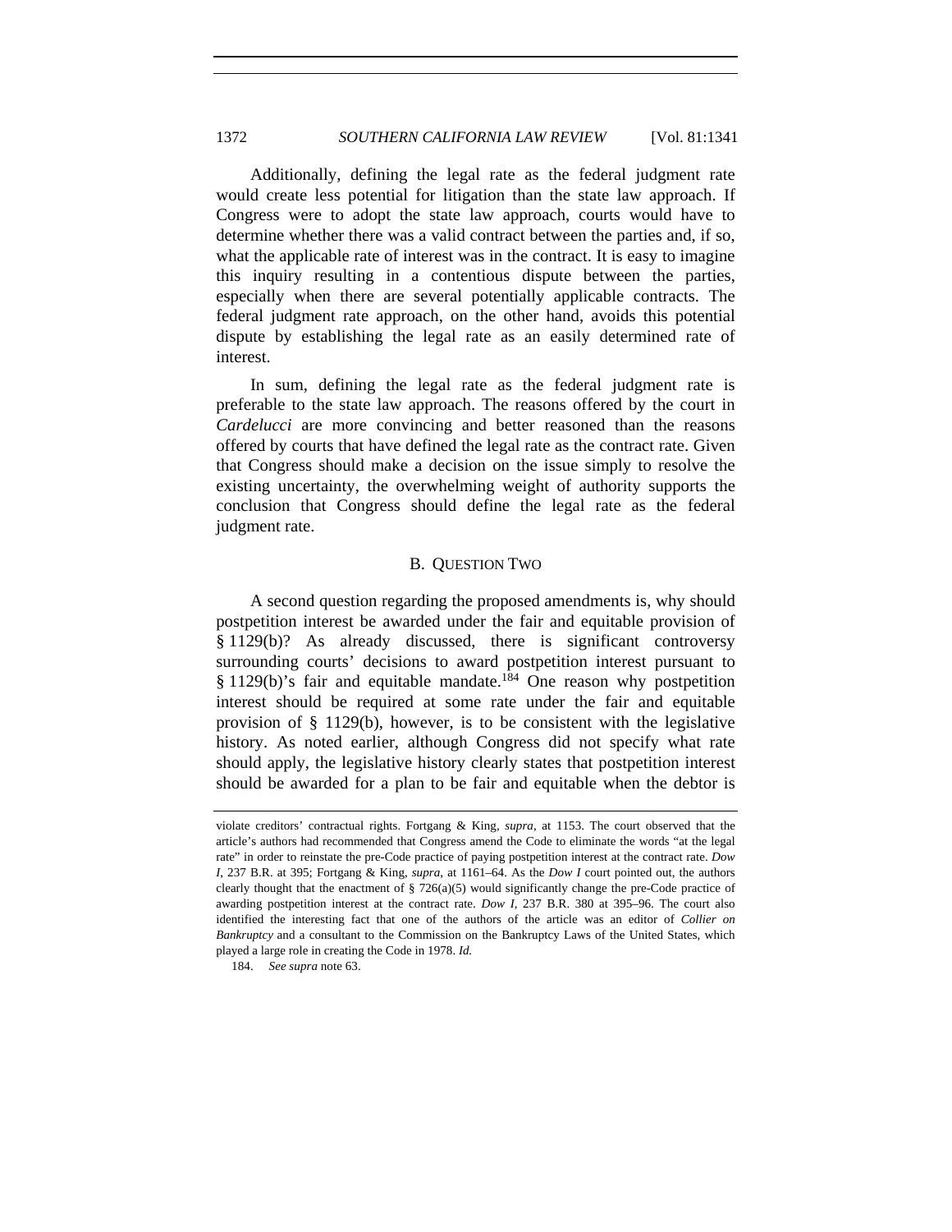Additionally, defining the legal rate as the federal judgment rate would create less potential for litigation than the state law approach. If Congress were to adopt the state law approach, courts would have to determine whether there was a valid contract between the parties and, if so, what the applicable rate of interest was in the contract. It is easy to imagine this inquiry resulting in a contentious dispute between the parties, especially when there are several potentially applicable contracts. The federal judgment rate approach, on the other hand, avoids this potential dispute by establishing the legal rate as an easily determined rate of interest.

In sum, defining the legal rate as the federal judgment rate is preferable to the state law approach. The reasons offered by the court in *Cardelucci* are more convincing and better reasoned than the reasons offered by courts that have defined the legal rate as the contract rate. Given that Congress should make a decision on the issue simply to resolve the existing uncertainty, the overwhelming weight of authority supports the conclusion that Congress should define the legal rate as the federal judgment rate.

### B. QUESTION TWO

A second question regarding the proposed amendments is, why should postpetition interest be awarded under the fair and equitable provision of § 1129(b)? As already discussed, there is significant controversy surrounding courts' decisions to award postpetition interest pursuant to § 1129(b)'s fair and equitable mandate.[184] One reason why postpetition interest should be required at some rate under the fair and equitable provision of § 1129(b), however, is to be consistent with the legislative history. As noted earlier, although Congress did not specify what rate should apply, the legislative history clearly states that postpetition interest should be awarded for a plan to be fair and equitable when the debtor is

---

violate creditors' contractual rights. Fortgang & King, *supra*, at 1153. The court observed that the article's authors had recommended that Congress amend the Code to eliminate the words "at the legal rate" in order to reinstate the pre-Code practice of paying postpetition interest at the contract rate. *Dow I*, 237 B.R. at 395; Fortgang & King, *supra*, at 1161–64. As the *Dow I* court pointed out, the authors clearly thought that the enactment of § 726(a)(5) would significantly change the pre-Code practice of awarding postpetition interest at the contract rate. *Dow I*, 237 B.R. 380 at 395–96. The court also identified the interesting fact that one of the authors of the article was an editor of *Collier on Bankruptcy* and a consultant to the Commission on the Bankruptcy Laws of the United States, which played a large role in creating the Code in 1978. *Id.*

184. *See supra* note 63.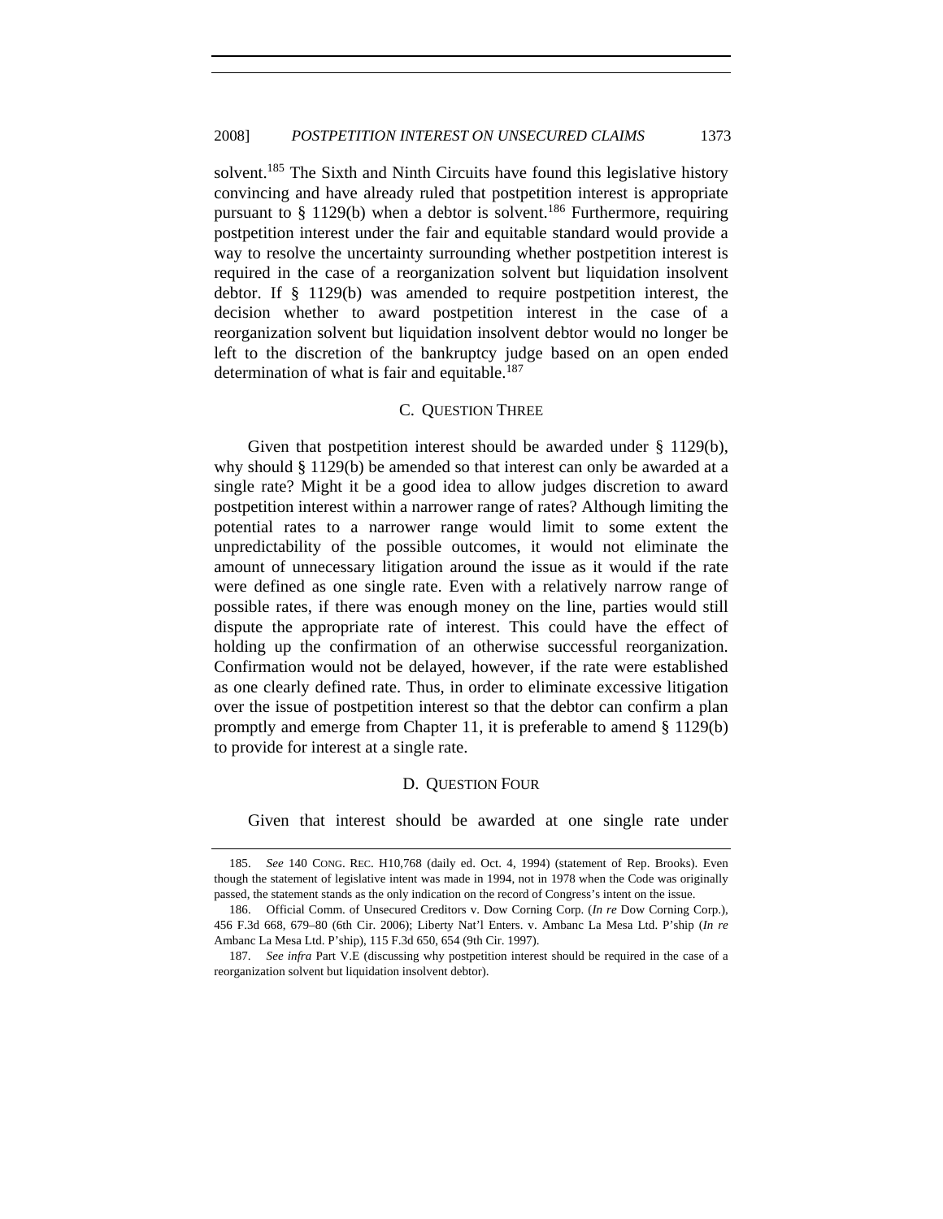solvent.[185] The Sixth and Ninth Circuits have found this legislative history convincing and have already ruled that postpetition interest is appropriate pursuant to § 1129(b) when a debtor is solvent.[186] Furthermore, requiring postpetition interest under the fair and equitable standard would provide a way to resolve the uncertainty surrounding whether postpetition interest is required in the case of a reorganization solvent but liquidation insolvent debtor. If § 1129(b) was amended to require postpetition interest, the decision whether to award postpetition interest in the case of a reorganization solvent but liquidation insolvent debtor would no longer be left to the discretion of the bankruptcy judge based on an open ended determination of what is fair and equitable.[187]

### C. QUESTION THREE

Given that postpetition interest should be awarded under § 1129(b), why should § 1129(b) be amended so that interest can only be awarded at a single rate? Might it be a good idea to allow judges discretion to award postpetition interest within a narrower range of rates? Although limiting the potential rates to a narrower range would limit to some extent the unpredictability of the possible outcomes, it would not eliminate the amount of unnecessary litigation around the issue as it would if the rate were defined as one single rate. Even with a relatively narrow range of possible rates, if there was enough money on the line, parties would still dispute the appropriate rate of interest. This could have the effect of holding up the confirmation of an otherwise successful reorganization. Confirmation would not be delayed, however, if the rate were established as one clearly defined rate. Thus, in order to eliminate excessive litigation over the issue of postpetition interest so that the debtor can confirm a plan promptly and emerge from Chapter 11, it is preferable to amend § 1129(b) to provide for interest at a single rate.

### D. QUESTION FOUR

Given that interest should be awarded at one single rate under

---

185. *See* 140 CONG. REC. H10,768 (daily ed. Oct. 4, 1994) (statement of Rep. Brooks). Even though the statement of legislative intent was made in 1994, not in 1978 when the Code was originally passed, the statement stands as the only indication on the record of Congress's intent on the issue.

186. Official Comm. of Unsecured Creditors v. Dow Corning Corp. (*In re* Dow Corning Corp.), 456 F.3d 668, 679–80 (6th Cir. 2006); Liberty Nat'l Enters. v. Ambanc La Mesa Ltd. P'ship (*In re* Ambanc La Mesa Ltd. P'ship), 115 F.3d 650, 654 (9th Cir. 1997).

187. *See infra* Part V.E (discussing why postpetition interest should be required in the case of a reorganization solvent but liquidation insolvent debtor).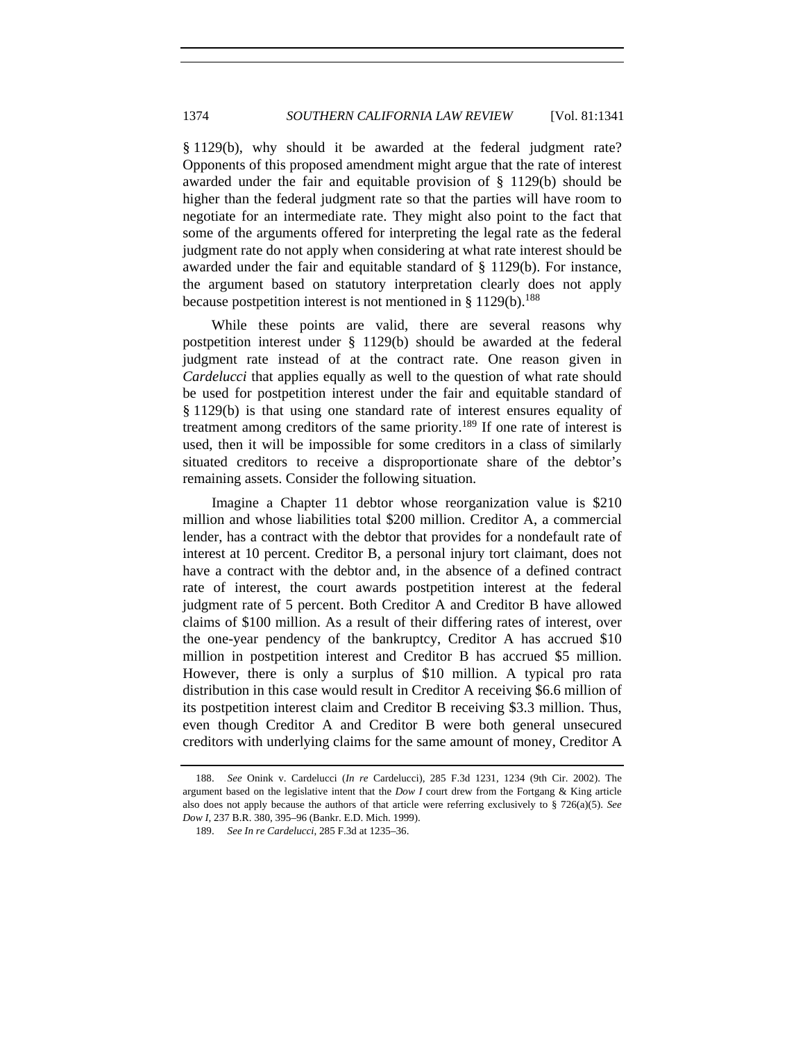§ 1129(b), why should it be awarded at the federal judgment rate? Opponents of this proposed amendment might argue that the rate of interest awarded under the fair and equitable provision of § 1129(b) should be higher than the federal judgment rate so that the parties will have room to negotiate for an intermediate rate. They might also point to the fact that some of the arguments offered for interpreting the legal rate as the federal judgment rate do not apply when considering at what rate interest should be awarded under the fair and equitable standard of § 1129(b). For instance, the argument based on statutory interpretation clearly does not apply because postpetition interest is not mentioned in § 1129(b).[188]

While these points are valid, there are several reasons why postpetition interest under § 1129(b) should be awarded at the federal judgment rate instead of at the contract rate. One reason given in *Cardelucci* that applies equally as well to the question of what rate should be used for postpetition interest under the fair and equitable standard of § 1129(b) is that using one standard rate of interest ensures equality of treatment among creditors of the same priority.[189] If one rate of interest is used, then it will be impossible for some creditors in a class of similarly situated creditors to receive a disproportionate share of the debtor's remaining assets. Consider the following situation.

Imagine a Chapter 11 debtor whose reorganization value is $210 million and whose liabilities total $200 million. Creditor A, a commercial lender, has a contract with the debtor that provides for a nondefault rate of interest at 10 percent. Creditor B, a personal injury tort claimant, does not have a contract with the debtor and, in the absence of a defined contract rate of interest, the court awards postpetition interest at the federal judgment rate of 5 percent. Both Creditor A and Creditor B have allowed claims of $100 million. As a result of their differing rates of interest, over the one-year pendency of the bankruptcy, Creditor A has accrued $10 million in postpetition interest and Creditor B has accrued $5 million. However, there is only a surplus of $10 million. A typical pro rata distribution in this case would result in Creditor A receiving $6.6 million of its postpetition interest claim and Creditor B receiving $3.3 million. Thus, even though Creditor A and Creditor B were both general unsecured creditors with underlying claims for the same amount of money, Creditor A

---

188. *See* Onink v. Cardelucci (*In re* Cardelucci), 285 F.3d 1231, 1234 (9th Cir. 2002). The argument based on the legislative intent that the *Dow I* court drew from the Fortgang & King article also does not apply because the authors of that article were referring exclusively to § 726(a)(5). *See Dow I*, 237 B.R. 380, 395–96 (Bankr. E.D. Mich. 1999).

189. *See In re Cardelucci*, 285 F.3d at 1235–36.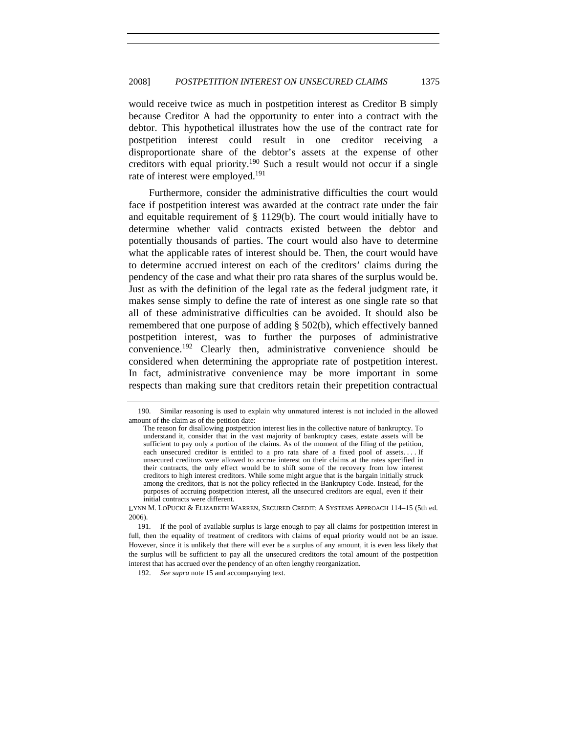would receive twice as much in postpetition interest as Creditor B simply because Creditor A had the opportunity to enter into a contract with the debtor. This hypothetical illustrates how the use of the contract rate for postpetition interest could result in one creditor receiving a disproportionate share of the debtor's assets at the expense of other creditors with equal priority.[190] Such a result would not occur if a single rate of interest were employed.[191]

Furthermore, consider the administrative difficulties the court would face if postpetition interest was awarded at the contract rate under the fair and equitable requirement of § 1129(b). The court would initially have to determine whether valid contracts existed between the debtor and potentially thousands of parties. The court would also have to determine what the applicable rates of interest should be. Then, the court would have to determine accrued interest on each of the creditors' claims during the pendency of the case and what their pro rata shares of the surplus would be. Just as with the definition of the legal rate as the federal judgment rate, it makes sense simply to define the rate of interest as one single rate so that all of these administrative difficulties can be avoided. It should also be remembered that one purpose of adding § 502(b), which effectively banned postpetition interest, was to further the purposes of administrative convenience.[192] Clearly then, administrative convenience should be considered when determining the appropriate rate of postpetition interest. In fact, administrative convenience may be more important in some respects than making sure that creditors retain their prepetition contractual

---

190. Similar reasoning is used to explain why unmatured interest is not included in the allowed amount of the claim as of the petition date:

> The reason for disallowing postpetition interest lies in the collective nature of bankruptcy. To understand it, consider that in the vast majority of bankruptcy cases, estate assets will be sufficient to pay only a portion of the claims. As of the moment of the filing of the petition, each unsecured creditor is entitled to a pro rata share of a fixed pool of assets. . . . If unsecured creditors were allowed to accrue interest on their claims at the rates specified in their contracts, the only effect would be to shift some of the recovery from low interest creditors to high interest creditors. While some might argue that is the bargain initially struck among the creditors, that is not the policy reflected in the Bankruptcy Code. Instead, for the purposes of accruing postpetition interest, all the unsecured creditors are equal, even if their initial contracts were different.

LYNN M. LOPUCKI & ELIZABETH WARREN, SECURED CREDIT: A SYSTEMS APPROACH 114–15 (5th ed. 2006).

191. If the pool of available surplus is large enough to pay all claims for postpetition interest in full, then the equality of treatment of creditors with claims of equal priority would not be an issue. However, since it is unlikely that there will ever be a surplus of any amount, it is even less likely that the surplus will be sufficient to pay all the unsecured creditors the total amount of the postpetition interest that has accrued over the pendency of an often lengthy reorganization.

192. *See supra* note 15 and accompanying text.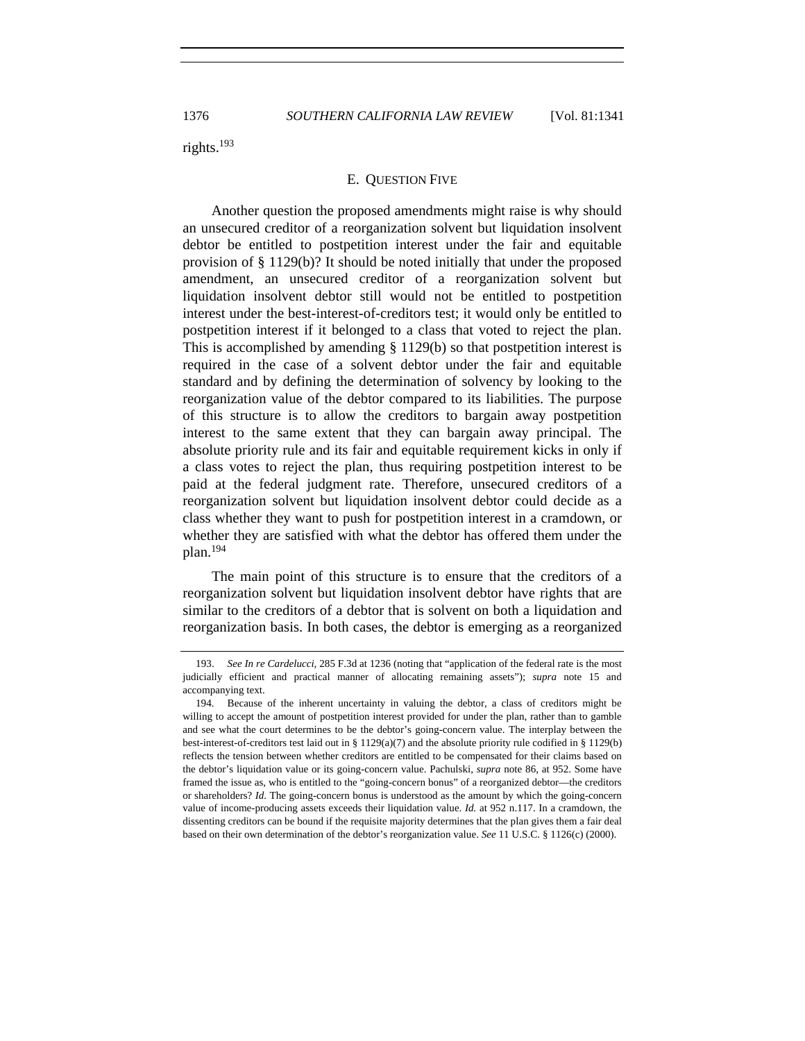rights.[193]

### E. QUESTION FIVE

Another question the proposed amendments might raise is why should an unsecured creditor of a reorganization solvent but liquidation insolvent debtor be entitled to postpetition interest under the fair and equitable provision of § 1129(b)? It should be noted initially that under the proposed amendment, an unsecured creditor of a reorganization solvent but liquidation insolvent debtor still would not be entitled to postpetition interest under the best-interest-of-creditors test; it would only be entitled to postpetition interest if it belonged to a class that voted to reject the plan. This is accomplished by amending § 1129(b) so that postpetition interest is required in the case of a solvent debtor under the fair and equitable standard and by defining the determination of solvency by looking to the reorganization value of the debtor compared to its liabilities. The purpose of this structure is to allow the creditors to bargain away postpetition interest to the same extent that they can bargain away principal. The absolute priority rule and its fair and equitable requirement kicks in only if a class votes to reject the plan, thus requiring postpetition interest to be paid at the federal judgment rate. Therefore, unsecured creditors of a reorganization solvent but liquidation insolvent debtor could decide as a class whether they want to push for postpetition interest in a cramdown, or whether they are satisfied with what the debtor has offered them under the plan.[194]

The main point of this structure is to ensure that the creditors of a reorganization solvent but liquidation insolvent debtor have rights that are similar to the creditors of a debtor that is solvent on both a liquidation and reorganization basis. In both cases, the debtor is emerging as a reorganized

---

193. *See In re Cardelucci*, 285 F.3d at 1236 (noting that "application of the federal rate is the most judicially efficient and practical manner of allocating remaining assets"); *supra* note 15 and accompanying text.

194. Because of the inherent uncertainty in valuing the debtor, a class of creditors might be willing to accept the amount of postpetition interest provided for under the plan, rather than to gamble and see what the court determines to be the debtor's going-concern value. The interplay between the best-interest-of-creditors test laid out in § 1129(a)(7) and the absolute priority rule codified in § 1129(b) reflects the tension between whether creditors are entitled to be compensated for their claims based on the debtor's liquidation value or its going-concern value. Pachulski, *supra* note 86, at 952. Some have framed the issue as, who is entitled to the "going-concern bonus" of a reorganized debtor—the creditors or shareholders? *Id.* The going-concern bonus is understood as the amount by which the going-concern value of income-producing assets exceeds their liquidation value. *Id.* at 952 n.117. In a cramdown, the dissenting creditors can be bound if the requisite majority determines that the plan gives them a fair deal based on their own determination of the debtor's reorganization value. *See* 11 U.S.C. § 1126(c) (2000).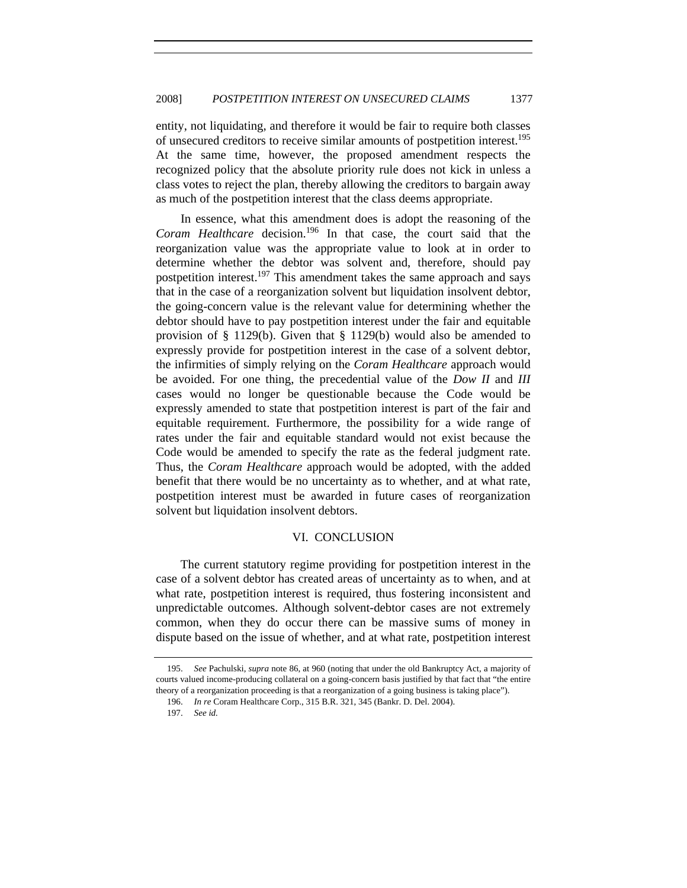entity, not liquidating, and therefore it would be fair to require both classes of unsecured creditors to receive similar amounts of postpetition interest.[195] At the same time, however, the proposed amendment respects the recognized policy that the absolute priority rule does not kick in unless a class votes to reject the plan, thereby allowing the creditors to bargain away as much of the postpetition interest that the class deems appropriate.

In essence, what this amendment does is adopt the reasoning of the *Coram Healthcare* decision.[196] In that case, the court said that the reorganization value was the appropriate value to look at in order to determine whether the debtor was solvent and, therefore, should pay postpetition interest.[197] This amendment takes the same approach and says that in the case of a reorganization solvent but liquidation insolvent debtor, the going-concern value is the relevant value for determining whether the debtor should have to pay postpetition interest under the fair and equitable provision of § 1129(b). Given that § 1129(b) would also be amended to expressly provide for postpetition interest in the case of a solvent debtor, the infirmities of simply relying on the *Coram Healthcare* approach would be avoided. For one thing, the precedential value of the *Dow II* and *III* cases would no longer be questionable because the Code would be expressly amended to state that postpetition interest is part of the fair and equitable requirement. Furthermore, the possibility for a wide range of rates under the fair and equitable standard would not exist because the Code would be amended to specify the rate as the federal judgment rate. Thus, the *Coram Healthcare* approach would be adopted, with the added benefit that there would be no uncertainty as to whether, and at what rate, postpetition interest must be awarded in future cases of reorganization solvent but liquidation insolvent debtors.

## VI. CONCLUSION

The current statutory regime providing for postpetition interest in the case of a solvent debtor has created areas of uncertainty as to when, and at what rate, postpetition interest is required, thus fostering inconsistent and unpredictable outcomes. Although solvent-debtor cases are not extremely common, when they do occur there can be massive sums of money in dispute based on the issue of whether, and at what rate, postpetition interest

---

195. *See* Pachulski, *supra* note 86, at 960 (noting that under the old Bankruptcy Act, a majority of courts valued income-producing collateral on a going-concern basis justified by that fact that "the entire theory of a reorganization proceeding is that a reorganization of a going business is taking place").

196. *In re* Coram Healthcare Corp., 315 B.R. 321, 345 (Bankr. D. Del. 2004).

197. *See id.*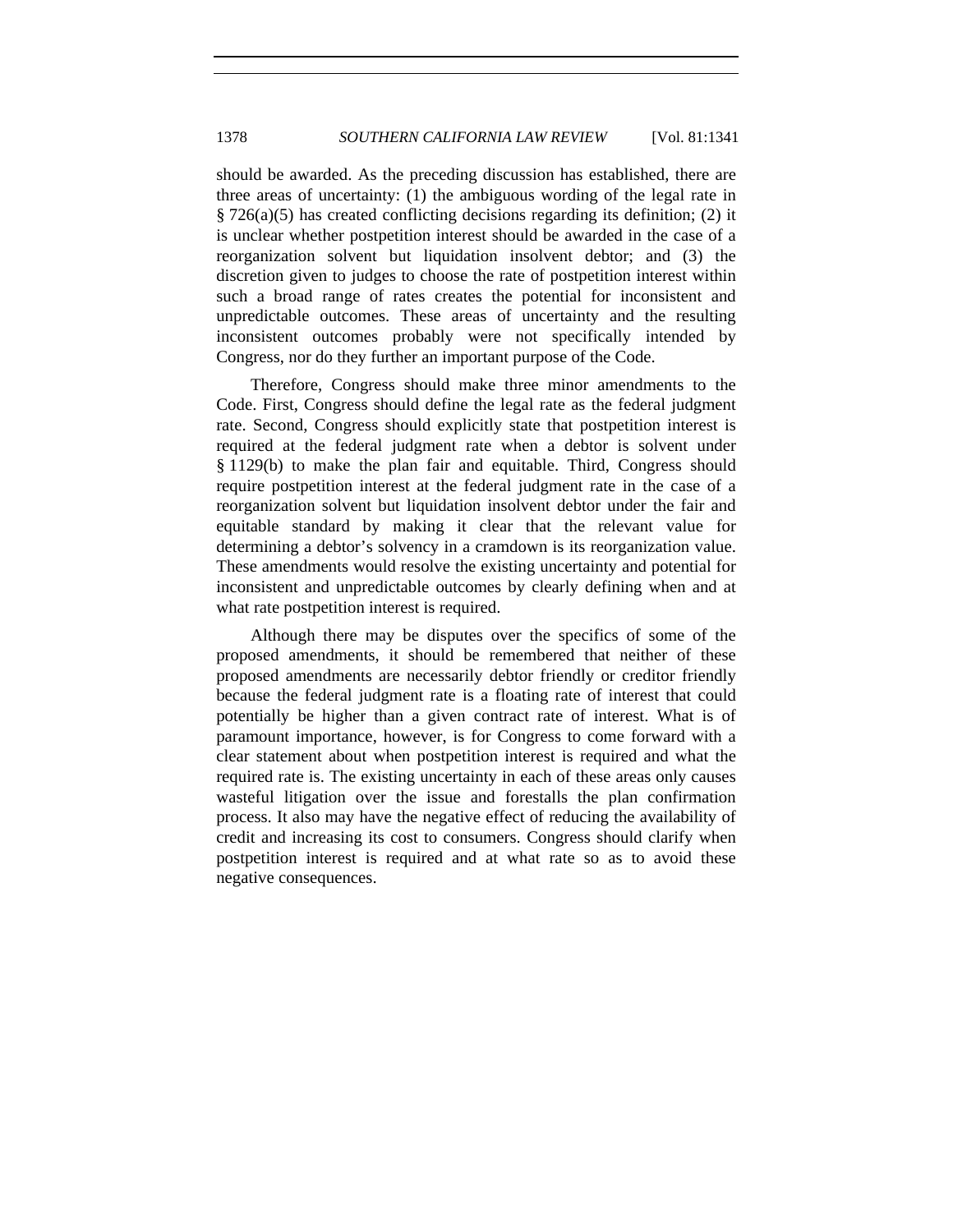should be awarded. As the preceding discussion has established, there are three areas of uncertainty: (1) the ambiguous wording of the legal rate in § 726(a)(5) has created conflicting decisions regarding its definition; (2) it is unclear whether postpetition interest should be awarded in the case of a reorganization solvent but liquidation insolvent debtor; and (3) the discretion given to judges to choose the rate of postpetition interest within such a broad range of rates creates the potential for inconsistent and unpredictable outcomes. These areas of uncertainty and the resulting inconsistent outcomes probably were not specifically intended by Congress, nor do they further an important purpose of the Code.

Therefore, Congress should make three minor amendments to the Code. First, Congress should define the legal rate as the federal judgment rate. Second, Congress should explicitly state that postpetition interest is required at the federal judgment rate when a debtor is solvent under § 1129(b) to make the plan fair and equitable. Third, Congress should require postpetition interest at the federal judgment rate in the case of a reorganization solvent but liquidation insolvent debtor under the fair and equitable standard by making it clear that the relevant value for determining a debtor's solvency in a cramdown is its reorganization value. These amendments would resolve the existing uncertainty and potential for inconsistent and unpredictable outcomes by clearly defining when and at what rate postpetition interest is required.

Although there may be disputes over the specifics of some of the proposed amendments, it should be remembered that neither of these proposed amendments are necessarily debtor friendly or creditor friendly because the federal judgment rate is a floating rate of interest that could potentially be higher than a given contract rate of interest. What is of paramount importance, however, is for Congress to come forward with a clear statement about when postpetition interest is required and what the required rate is. The existing uncertainty in each of these areas only causes wasteful litigation over the issue and forestalls the plan confirmation process. It also may have the negative effect of reducing the availability of credit and increasing its cost to consumers. Congress should clarify when postpetition interest is required and at what rate so as to avoid these negative consequences.